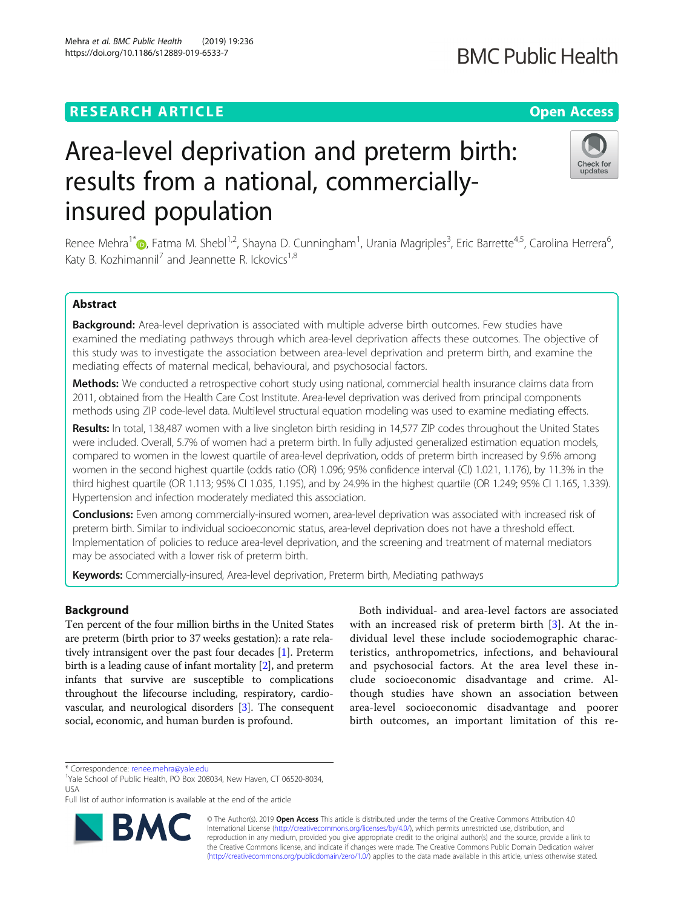RESEARCH ARTICLE

Open Access

# Area-level deprivation and preterm birth: results from a national, commercially-insured population

Renee Mehra[1*], Fatma M. Shebl[1,2], Shayna D. Cunningham[1], Urania Magriples[3], Eric Barrette[4,5], Carolina Herrera[6], Katy B. Kozhimannil[7] and Jeannette R. Ickovics[1,8]

## Abstract

**Background:** Area-level deprivation is associated with multiple adverse birth outcomes. Few studies have examined the mediating pathways through which area-level deprivation affects these outcomes. The objective of this study was to investigate the association between area-level deprivation and preterm birth, and examine the mediating effects of maternal medical, behavioural, and psychosocial factors.

**Methods:** We conducted a retrospective cohort study using national, commercial health insurance claims data from 2011, obtained from the Health Care Cost Institute. Area-level deprivation was derived from principal components methods using ZIP code-level data. Multilevel structural equation modeling was used to examine mediating effects.

**Results:** In total, 138,487 women with a live singleton birth residing in 14,577 ZIP codes throughout the United States were included. Overall, 5.7% of women had a preterm birth. In fully adjusted generalized estimation equation models, compared to women in the lowest quartile of area-level deprivation, odds of preterm birth increased by 9.6% among women in the second highest quartile (odds ratio (OR) 1.096; 95% confidence interval (CI) 1.021, 1.176), by 11.3% in the third highest quartile (OR 1.113; 95% CI 1.035, 1.195), and by 24.9% in the highest quartile (OR 1.249; 95% CI 1.165, 1.339). Hypertension and infection moderately mediated this association.

**Conclusions:** Even among commercially-insured women, area-level deprivation was associated with increased risk of preterm birth. Similar to individual socioeconomic status, area-level deprivation does not have a threshold effect. Implementation of policies to reduce area-level deprivation, and the screening and treatment of maternal mediators may be associated with a lower risk of preterm birth.

**Keywords:** Commercially-insured, Area-level deprivation, Preterm birth, Mediating pathways

## Background

Ten percent of the four million births in the United States are preterm (birth prior to 37 weeks gestation): a rate relatively intransigent over the past four decades [1]. Preterm birth is a leading cause of infant mortality [2], and preterm infants that survive are susceptible to complications throughout the lifecourse including, respiratory, cardiovascular, and neurological disorders [3]. The consequent social, economic, and human burden is profound.

Both individual- and area-level factors are associated with an increased risk of preterm birth [3]. At the individual level these include sociodemographic characteristics, anthropometrics, infections, and behavioural and psychosocial factors. At the area level these include socioeconomic disadvantage and crime. Although studies have shown an association between area-level socioeconomic disadvantage and poorer birth outcomes, an important limitation of this re-

* Correspondence: renee.mehra@yale.edu
[1]Yale School of Public Health, PO Box 208034, New Haven, CT 06520-8034, USA
Full list of author information is available at the end of the article

© The Author(s). 2019 **Open Access** This article is distributed under the terms of the Creative Commons Attribution 4.0 International License (http://creativecommons.org/licenses/by/4.0/), which permits unrestricted use, distribution, and reproduction in any medium, provided you give appropriate credit to the original author(s) and the source, provide a link to the Creative Commons license, and indicate if changes were made. The Creative Commons Public Domain Dedication waiver (http://creativecommons.org/publicdomain/zero/1.0/) applies to the data made available in this article, unless otherwise stated.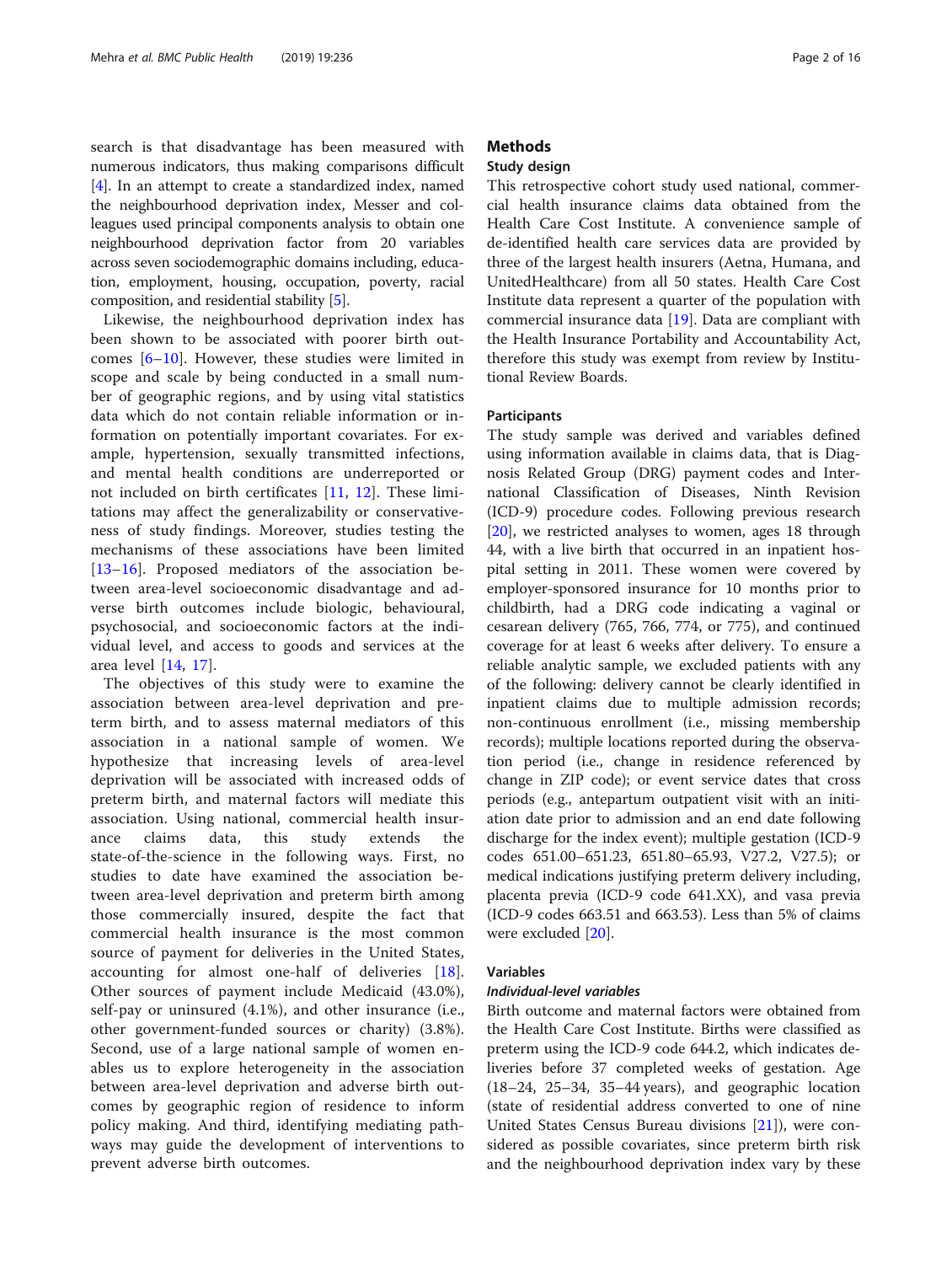search is that disadvantage has been measured with numerous indicators, thus making comparisons difficult [4]. In an attempt to create a standardized index, named the neighbourhood deprivation index, Messer and colleagues used principal components analysis to obtain one neighbourhood deprivation factor from 20 variables across seven sociodemographic domains including, education, employment, housing, occupation, poverty, racial composition, and residential stability [5].

Likewise, the neighbourhood deprivation index has been shown to be associated with poorer birth outcomes [6–10]. However, these studies were limited in scope and scale by being conducted in a small number of geographic regions, and by using vital statistics data which do not contain reliable information or information on potentially important covariates. For example, hypertension, sexually transmitted infections, and mental health conditions are underreported or not included on birth certificates [11, 12]. These limitations may affect the generalizability or conservativeness of study findings. Moreover, studies testing the mechanisms of these associations have been limited [13–16]. Proposed mediators of the association between area-level socioeconomic disadvantage and adverse birth outcomes include biologic, behavioural, psychosocial, and socioeconomic factors at the individual level, and access to goods and services at the area level [14, 17].

The objectives of this study were to examine the association between area-level deprivation and preterm birth, and to assess maternal mediators of this association in a national sample of women. We hypothesize that increasing levels of area-level deprivation will be associated with increased odds of preterm birth, and maternal factors will mediate this association. Using national, commercial health insurance claims data, this study extends the state-of-the-science in the following ways. First, no studies to date have examined the association between area-level deprivation and preterm birth among those commercially insured, despite the fact that commercial health insurance is the most common source of payment for deliveries in the United States, accounting for almost one-half of deliveries [18]. Other sources of payment include Medicaid (43.0%), self-pay or uninsured (4.1%), and other insurance (i.e., other government-funded sources or charity) (3.8%). Second, use of a large national sample of women enables us to explore heterogeneity in the association between area-level deprivation and adverse birth outcomes by geographic region of residence to inform policy making. And third, identifying mediating pathways may guide the development of interventions to prevent adverse birth outcomes.

## Methods

### Study design

This retrospective cohort study used national, commercial health insurance claims data obtained from the Health Care Cost Institute. A convenience sample of de-identified health care services data are provided by three of the largest health insurers (Aetna, Humana, and UnitedHealthcare) from all 50 states. Health Care Cost Institute data represent a quarter of the population with commercial insurance data [19]. Data are compliant with the Health Insurance Portability and Accountability Act, therefore this study was exempt from review by Institutional Review Boards.

### Participants

The study sample was derived and variables defined using information available in claims data, that is Diagnosis Related Group (DRG) payment codes and International Classification of Diseases, Ninth Revision (ICD-9) procedure codes. Following previous research [20], we restricted analyses to women, ages 18 through 44, with a live birth that occurred in an inpatient hospital setting in 2011. These women were covered by employer-sponsored insurance for 10 months prior to childbirth, had a DRG code indicating a vaginal or cesarean delivery (765, 766, 774, or 775), and continued coverage for at least 6 weeks after delivery. To ensure a reliable analytic sample, we excluded patients with any of the following: delivery cannot be clearly identified in inpatient claims due to multiple admission records; non-continuous enrollment (i.e., missing membership records); multiple locations reported during the observation period (i.e., change in residence referenced by change in ZIP code); or event service dates that cross periods (e.g., antepartum outpatient visit with an initiation date prior to admission and an end date following discharge for the index event); multiple gestation (ICD-9 codes 651.00–651.23, 651.80–65.93, V27.2, V27.5); or medical indications justifying preterm delivery including, placenta previa (ICD-9 code 641.XX), and vasa previa (ICD-9 codes 663.51 and 663.53). Less than 5% of claims were excluded [20].

### Variables

#### *Individual-level variables*

Birth outcome and maternal factors were obtained from the Health Care Cost Institute. Births were classified as preterm using the ICD-9 code 644.2, which indicates deliveries before 37 completed weeks of gestation. Age (18–24, 25–34, 35–44 years), and geographic location (state of residential address converted to one of nine United States Census Bureau divisions [21]), were considered as possible covariates, since preterm birth risk and the neighbourhood deprivation index vary by these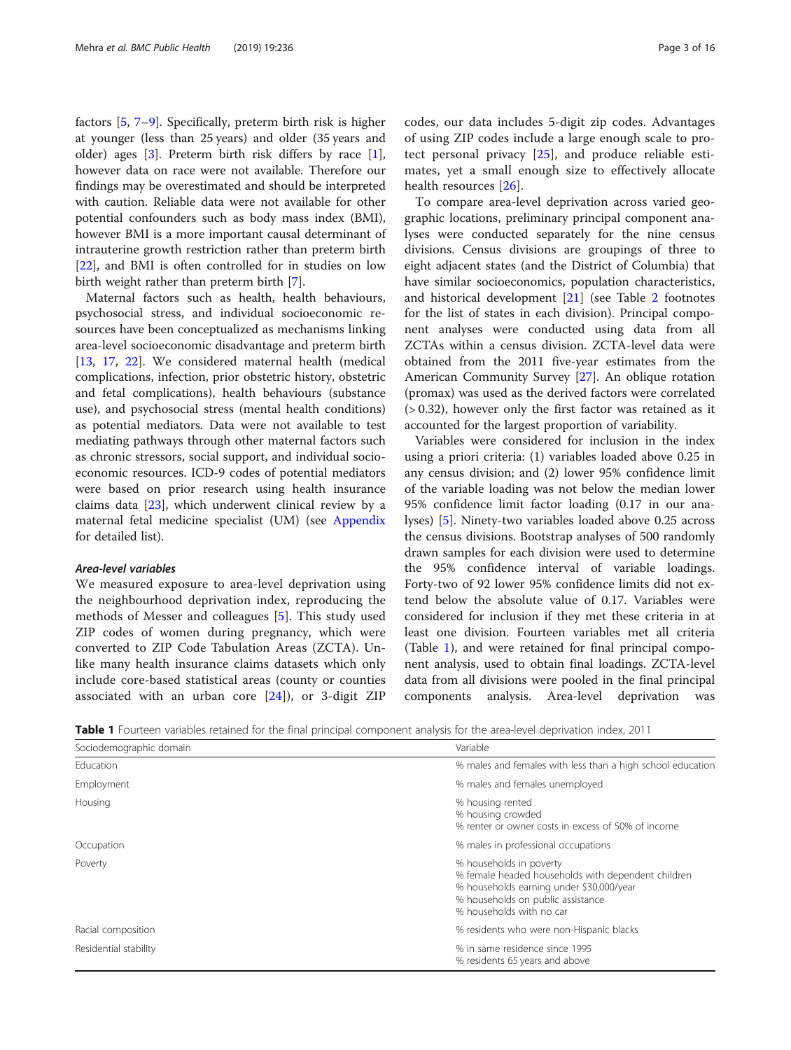factors [5, 7–9]. Specifically, preterm birth risk is higher at younger (less than 25 years) and older (35 years and older) ages [3]. Preterm birth risk differs by race [1], however data on race were not available. Therefore our findings may be overestimated and should be interpreted with caution. Reliable data were not available for other potential confounders such as body mass index (BMI), however BMI is a more important causal determinant of intrauterine growth restriction rather than preterm birth [22], and BMI is often controlled for in studies on low birth weight rather than preterm birth [7].

Maternal factors such as health, health behaviours, psychosocial stress, and individual socioeconomic resources have been conceptualized as mechanisms linking area-level socioeconomic disadvantage and preterm birth [13, 17, 22]. We considered maternal health (medical complications, infection, prior obstetric history, obstetric and fetal complications), health behaviours (substance use), and psychosocial stress (mental health conditions) as potential mediators. Data were not available to test mediating pathways through other maternal factors such as chronic stressors, social support, and individual socioeconomic resources. ICD-9 codes of potential mediators were based on prior research using health insurance claims data [23], which underwent clinical review by a maternal fetal medicine specialist (UM) (see Appendix for detailed list).

#### *Area-level variables*

We measured exposure to area-level deprivation using the neighbourhood deprivation index, reproducing the methods of Messer and colleagues [5]. This study used ZIP codes of women during pregnancy, which were converted to ZIP Code Tabulation Areas (ZCTA). Unlike many health insurance claims datasets which only include core-based statistical areas (county or counties associated with an urban core [24]), or 3-digit ZIP codes, our data includes 5-digit zip codes. Advantages of using ZIP codes include a large enough scale to protect personal privacy [25], and produce reliable estimates, yet a small enough size to effectively allocate health resources [26].

To compare area-level deprivation across varied geographic locations, preliminary principal component analyses were conducted separately for the nine census divisions. Census divisions are groupings of three to eight adjacent states (and the District of Columbia) that have similar socioeconomics, population characteristics, and historical development [21] (see Table 2 footnotes for the list of states in each division). Principal component analyses were conducted using data from all ZCTAs within a census division. ZCTA-level data were obtained from the 2011 five-year estimates from the American Community Survey [27]. An oblique rotation (promax) was used as the derived factors were correlated (> 0.32), however only the first factor was retained as it accounted for the largest proportion of variability.

Variables were considered for inclusion in the index using a priori criteria: (1) variables loaded above 0.25 in any census division; and (2) lower 95% confidence limit of the variable loading was not below the median lower 95% confidence limit factor loading (0.17 in our analyses) [5]. Ninety-two variables loaded above 0.25 across the census divisions. Bootstrap analyses of 500 randomly drawn samples for each division were used to determine the 95% confidence interval of variable loadings. Forty-two of 92 lower 95% confidence limits did not extend below the absolute value of 0.17. Variables were considered for inclusion if they met these criteria in at least one division. Fourteen variables met all criteria (Table 1), and were retained for final principal component analysis, used to obtain final loadings. ZCTA-level data from all divisions were pooled in the final principal components analysis. Area-level deprivation was

**Table 1** Fourteen variables retained for the final principal component analysis for the area-level deprivation index, 2011

| Sociodemographic domain | Variable |
|---|---|
| Education | % males and females with less than a high school education |
| Employment | % males and females unemployed |
| Housing | % housing rented<br>% housing crowded<br>% renter or owner costs in excess of 50% of income |
| Occupation | % males in professional occupations |
| Poverty | % households in poverty<br>% female headed households with dependent children<br>% households earning under $30,000/year<br>% households on public assistance<br>% households with no car |
| Racial composition | % residents who were non-Hispanic blacks |
| Residential stability | % in same residence since 1995<br>% residents 65 years and above |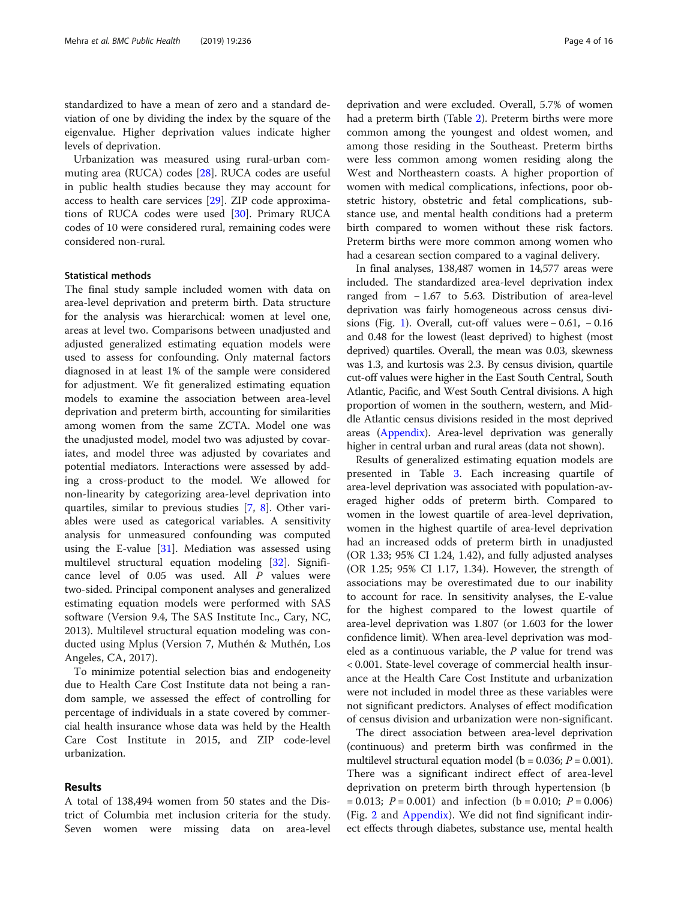standardized to have a mean of zero and a standard deviation of one by dividing the index by the square of the eigenvalue. Higher deprivation values indicate higher levels of deprivation.

Urbanization was measured using rural-urban commuting area (RUCA) codes [28]. RUCA codes are useful in public health studies because they may account for access to health care services [29]. ZIP code approximations of RUCA codes were used [30]. Primary RUCA codes of 10 were considered rural, remaining codes were considered non-rural.

### Statistical methods

The final study sample included women with data on area-level deprivation and preterm birth. Data structure for the analysis was hierarchical: women at level one, areas at level two. Comparisons between unadjusted and adjusted generalized estimating equation models were used to assess for confounding. Only maternal factors diagnosed in at least 1% of the sample were considered for adjustment. We fit generalized estimating equation models to examine the association between area-level deprivation and preterm birth, accounting for similarities among women from the same ZCTA. Model one was the unadjusted model, model two was adjusted by covariates, and model three was adjusted by covariates and potential mediators. Interactions were assessed by adding a cross-product to the model. We allowed for non-linearity by categorizing area-level deprivation into quartiles, similar to previous studies [7, 8]. Other variables were used as categorical variables. A sensitivity analysis for unmeasured confounding was computed using the E-value [31]. Mediation was assessed using multilevel structural equation modeling [32]. Significance level of 0.05 was used. All *P* values were two-sided. Principal component analyses and generalized estimating equation models were performed with SAS software (Version 9.4, The SAS Institute Inc., Cary, NC, 2013). Multilevel structural equation modeling was conducted using Mplus (Version 7, Muthén & Muthén, Los Angeles, CA, 2017).

To minimize potential selection bias and endogeneity due to Health Care Cost Institute data not being a random sample, we assessed the effect of controlling for percentage of individuals in a state covered by commercial health insurance whose data was held by the Health Care Cost Institute in 2015, and ZIP code-level urbanization.

## Results

A total of 138,494 women from 50 states and the District of Columbia met inclusion criteria for the study. Seven women were missing data on area-level deprivation and were excluded. Overall, 5.7% of women had a preterm birth (Table 2). Preterm births were more common among the youngest and oldest women, and among those residing in the Southeast. Preterm births were less common among women residing along the West and Northeastern coasts. A higher proportion of women with medical complications, infections, poor obstetric history, obstetric and fetal complications, substance use, and mental health conditions had a preterm birth compared to women without these risk factors. Preterm births were more common among women who had a cesarean section compared to a vaginal delivery.

In final analyses, 138,487 women in 14,577 areas were included. The standardized area-level deprivation index ranged from − 1.67 to 5.63. Distribution of area-level deprivation was fairly homogeneous across census divisions (Fig. 1). Overall, cut-off values were − 0.61, − 0.16 and 0.48 for the lowest (least deprived) to highest (most deprived) quartiles. Overall, the mean was 0.03, skewness was 1.3, and kurtosis was 2.3. By census division, quartile cut-off values were higher in the East South Central, South Atlantic, Pacific, and West South Central divisions. A high proportion of women in the southern, western, and Middle Atlantic census divisions resided in the most deprived areas (Appendix). Area-level deprivation was generally higher in central urban and rural areas (data not shown).

Results of generalized estimating equation models are presented in Table 3. Each increasing quartile of area-level deprivation was associated with population-averaged higher odds of preterm birth. Compared to women in the lowest quartile of area-level deprivation, women in the highest quartile of area-level deprivation had an increased odds of preterm birth in unadjusted (OR 1.33; 95% CI 1.24, 1.42), and fully adjusted analyses (OR 1.25; 95% CI 1.17, 1.34). However, the strength of associations may be overestimated due to our inability to account for race. In sensitivity analyses, the E-value for the highest compared to the lowest quartile of area-level deprivation was 1.807 (or 1.603 for the lower confidence limit). When area-level deprivation was modeled as a continuous variable, the *P* value for trend was < 0.001. State-level coverage of commercial health insurance at the Health Care Cost Institute and urbanization were not included in model three as these variables were not significant predictors. Analyses of effect modification of census division and urbanization were non-significant.

The direct association between area-level deprivation (continuous) and preterm birth was confirmed in the multilevel structural equation model (b = 0.036; *P* = 0.001). There was a significant indirect effect of area-level deprivation on preterm birth through hypertension (b = 0.013; *P* = 0.001) and infection (b = 0.010; *P* = 0.006) (Fig. 2 and Appendix). We did not find significant indirect effects through diabetes, substance use, mental health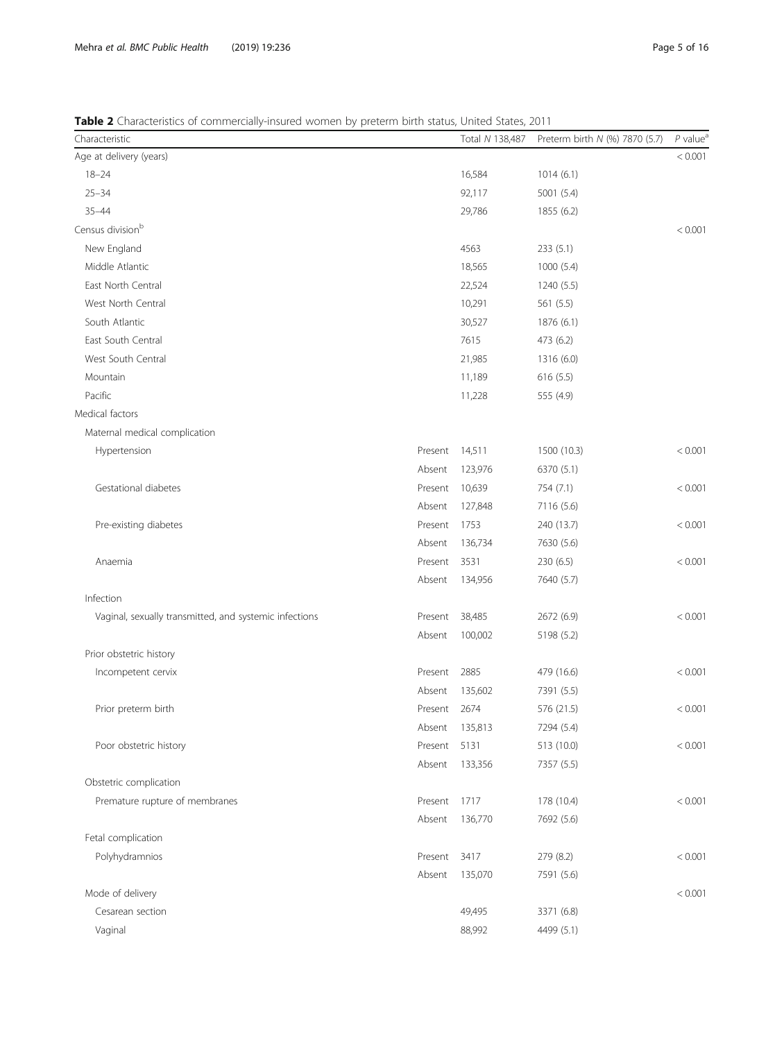**Table 2** Characteristics of commercially-insured women by preterm birth status, United States, 2011

| Characteristic | | Total *N* 138,487 | Preterm birth *N* (%) 7870 (5.7) | *P* value[a] |
|---|---|---|---|---|
| Age at delivery (years) | | | | < 0.001 |
| 18–24 | | 16,584 | 1014 (6.1) | |
| 25–34 | | 92,117 | 5001 (5.4) | |
| 35–44 | | 29,786 | 1855 (6.2) | |
| Census division[b] | | | | < 0.001 |
| New England | | 4563 | 233 (5.1) | |
| Middle Atlantic | | 18,565 | 1000 (5.4) | |
| East North Central | | 22,524 | 1240 (5.5) | |
| West North Central | | 10,291 | 561 (5.5) | |
| South Atlantic | | 30,527 | 1876 (6.1) | |
| East South Central | | 7615 | 473 (6.2) | |
| West South Central | | 21,985 | 1316 (6.0) | |
| Mountain | | 11,189 | 616 (5.5) | |
| Pacific | | 11,228 | 555 (4.9) | |
| Medical factors | | | | |
| Maternal medical complication | | | | |
| Hypertension | Present | 14,511 | 1500 (10.3) | < 0.001 |
| | Absent | 123,976 | 6370 (5.1) | |
| Gestational diabetes | Present | 10,639 | 754 (7.1) | < 0.001 |
| | Absent | 127,848 | 7116 (5.6) | |
| Pre-existing diabetes | Present | 1753 | 240 (13.7) | < 0.001 |
| | Absent | 136,734 | 7630 (5.6) | |
| Anaemia | Present | 3531 | 230 (6.5) | < 0.001 |
| | Absent | 134,956 | 7640 (5.7) | |
| Infection | | | | |
| Vaginal, sexually transmitted, and systemic infections | Present | 38,485 | 2672 (6.9) | < 0.001 |
| | Absent | 100,002 | 5198 (5.2) | |
| Prior obstetric history | | | | |
| Incompetent cervix | Present | 2885 | 479 (16.6) | < 0.001 |
| | Absent | 135,602 | 7391 (5.5) | |
| Prior preterm birth | Present | 2674 | 576 (21.5) | < 0.001 |
| | Absent | 135,813 | 7294 (5.4) | |
| Poor obstetric history | Present | 5131 | 513 (10.0) | < 0.001 |
| | Absent | 133,356 | 7357 (5.5) | |
| Obstetric complication | | | | |
| Premature rupture of membranes | Present | 1717 | 178 (10.4) | < 0.001 |
| | Absent | 136,770 | 7692 (5.6) | |
| Fetal complication | | | | |
| Polyhydramnios | Present | 3417 | 279 (8.2) | < 0.001 |
| | Absent | 135,070 | 7591 (5.6) | |
| Mode of delivery | | | | < 0.001 |
| Cesarean section | | 49,495 | 3371 (6.8) | |
| Vaginal | | 88,992 | 4499 (5.1) | |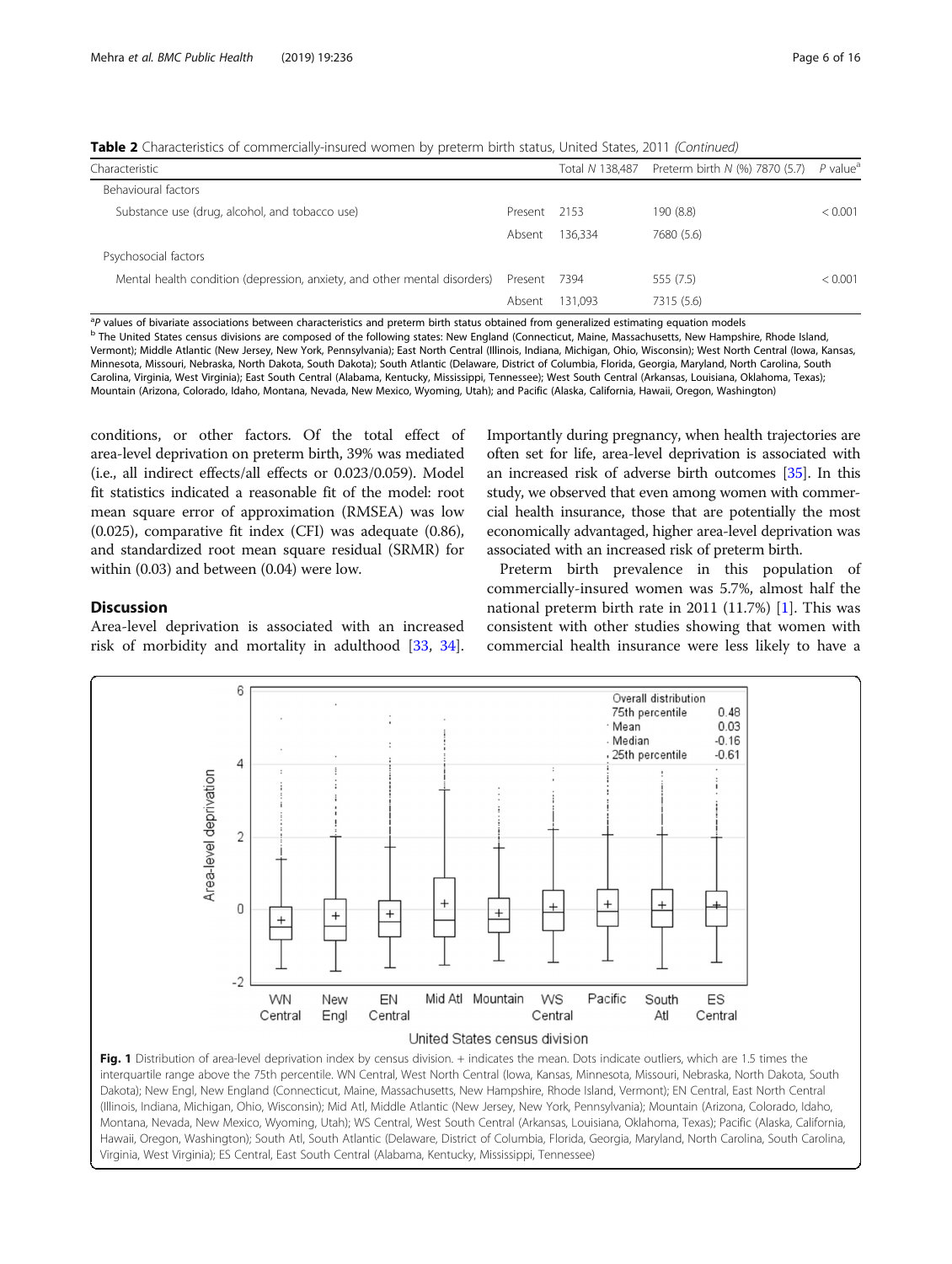**Table 2** Characteristics of commercially-insured women by preterm birth status, United States, 2011 *(Continued)*

| Characteristic | | Total N 138,487 | Preterm birth N (%) 7870 (5.7) | P value[a] |
|---|---|---|---|---|
| Behavioural factors | | | | |
| Substance use (drug, alcohol, and tobacco use) | Present | 2153 | 190 (8.8) | < 0.001 |
| | Absent | 136,334 | 7680 (5.6) | |
| Psychosocial factors | | | | |
| Mental health condition (depression, anxiety, and other mental disorders) | Present | 7394 | 555 (7.5) | < 0.001 |
| | Absent | 131,093 | 7315 (5.6) | |

[a]*P* values of bivariate associations between characteristics and preterm birth status obtained from generalized estimating equation models

[b] The United States census divisions are composed of the following states: New England (Connecticut, Maine, Massachusetts, New Hampshire, Rhode Island, Vermont); Middle Atlantic (New Jersey, New York, Pennsylvania); East North Central (Illinois, Indiana, Michigan, Ohio, Wisconsin); West North Central (Iowa, Kansas, Minnesota, Missouri, Nebraska, North Dakota, South Dakota); South Atlantic (Delaware, District of Columbia, Florida, Georgia, Maryland, North Carolina, South Carolina, Virginia, West Virginia); East South Central (Alabama, Kentucky, Mississippi, Tennessee); West South Central (Arkansas, Louisiana, Oklahoma, Texas); Mountain (Arizona, Colorado, Idaho, Montana, Nevada, New Mexico, Wyoming, Utah); and Pacific (Alaska, California, Hawaii, Oregon, Washington)

conditions, or other factors. Of the total effect of area-level deprivation on preterm birth, 39% was mediated (i.e., all indirect effects/all effects or 0.023/0.059). Model fit statistics indicated a reasonable fit of the model: root mean square error of approximation (RMSEA) was low (0.025), comparative fit index (CFI) was adequate (0.86), and standardized root mean square residual (SRMR) for within (0.03) and between (0.04) were low.

## Discussion

Area-level deprivation is associated with an increased risk of morbidity and mortality in adulthood [33, 34]. Importantly during pregnancy, when health trajectories are often set for life, area-level deprivation is associated with an increased risk of adverse birth outcomes [35]. In this study, we observed that even among women with commercial health insurance, those that are potentially the most economically advantaged, higher area-level deprivation was associated with an increased risk of preterm birth.

Preterm birth prevalence in this population of commercially-insured women was 5.7%, almost half the national preterm birth rate in 2011 (11.7%) [1]. This was consistent with other studies showing that women with commercial health insurance were less likely to have a

**Fig. 1** Distribution of area-level deprivation index by census division. + indicates the mean. Dots indicate outliers, which are 1.5 times the interquartile range above the 75th percentile. WN Central, West North Central (Iowa, Kansas, Minnesota, Missouri, Nebraska, North Dakota, South Dakota); New Engl, New England (Connecticut, Maine, Massachusetts, New Hampshire, Rhode Island, Vermont); EN Central, East North Central (Illinois, Indiana, Michigan, Ohio, Wisconsin); Mid Atl, Middle Atlantic (New Jersey, New York, Pennsylvania); Mountain (Arizona, Colorado, Idaho, Montana, Nevada, New Mexico, Wyoming, Utah); WS Central, West South Central (Arkansas, Louisiana, Oklahoma, Texas); Pacific (Alaska, California, Hawaii, Oregon, Washington); South Atl, South Atlantic (Delaware, District of Columbia, Florida, Georgia, Maryland, North Carolina, South Carolina, Virginia, West Virginia); ES Central, East South Central (Alabama, Kentucky, Mississippi, Tennessee)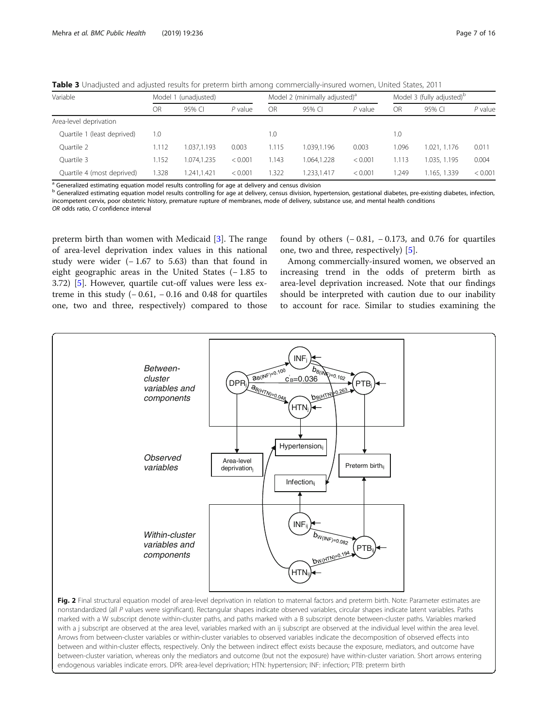**Table 3** Unadjusted and adjusted results for preterm birth among commercially-insured women, United States, 2011

| Variable | Model 1 (unadjusted) | | | Model 2 (minimally adjusted)[a] | | | Model 3 (fully adjusted)[b] | | |
|---|---|---|---|---|---|---|---|---|---|
| | OR | 95% CI | *P* value | OR | 95% CI | *P* value | OR | 95% CI | *P* value |
| Area-level deprivation | | | | | | | | | |
| Quartile 1 (least deprived) | 1.0 | | | 1.0 | | | 1.0 | | |
| Quartile 2 | 1.112 | 1.037,1.193 | 0.003 | 1.115 | 1.039,1.196 | 0.003 | 1.096 | 1.021, 1.176 | 0.011 |
| Quartile 3 | 1.152 | 1.074,1.235 | < 0.001 | 1.143 | 1.064,1.228 | < 0.001 | 1.113 | 1.035, 1.195 | 0.004 |
| Quartile 4 (most deprived) | 1.328 | 1.241,1.421 | < 0.001 | 1.322 | 1.233,1.417 | < 0.001 | 1.249 | 1.165, 1.339 | < 0.001 |

[a] Generalized estimating equation model results controlling for age at delivery and census division

[b] Generalized estimating equation model results controlling for age at delivery, census division, hypertension, gestational diabetes, pre-existing diabetes, infection, incompetent cervix, poor obstetric history, premature rupture of membranes, mode of delivery, substance use, and mental health conditions

*OR* odds ratio, *CI* confidence interval

preterm birth than women with Medicaid [3]. The range of area-level deprivation index values in this national study were wider (− 1.67 to 5.63) than that found in eight geographic areas in the United States (− 1.85 to 3.72) [5]. However, quartile cut-off values were less extreme in this study (− 0.61, − 0.16 and 0.48 for quartiles one, two and three, respectively) compared to those found by others (− 0.81, − 0.173, and 0.76 for quartiles one, two and three, respectively) [5].

Among commercially-insured women, we observed an increasing trend in the odds of preterm birth as area-level deprivation increased. Note that our findings should be interpreted with caution due to our inability to account for race. Similar to studies examining the

**Fig. 2** Final structural equation model of area-level deprivation in relation to maternal factors and preterm birth. Note: Parameter estimates are nonstandardized (all *P* values were significant). Rectangular shapes indicate observed variables, circular shapes indicate latent variables. Paths marked with a W subscript denote within-cluster paths, and paths marked with a B subscript denote between-cluster paths. Variables marked with a j subscript are observed at the area level, variables marked with an ij subscript are observed at the individual level within the area level. Arrows from between-cluster variables or within-cluster variables to observed variables indicate the decomposition of observed effects into between and within-cluster effects, respectively. Only the between indirect effect exists because the exposure, mediators, and outcome have between-cluster variation, whereas only the mediators and outcome (but not the exposure) have within-cluster variation. Short arrows entering endogenous variables indicate errors. DPR: area-level deprivation; HTN: hypertension; INF: infection; PTB: preterm birth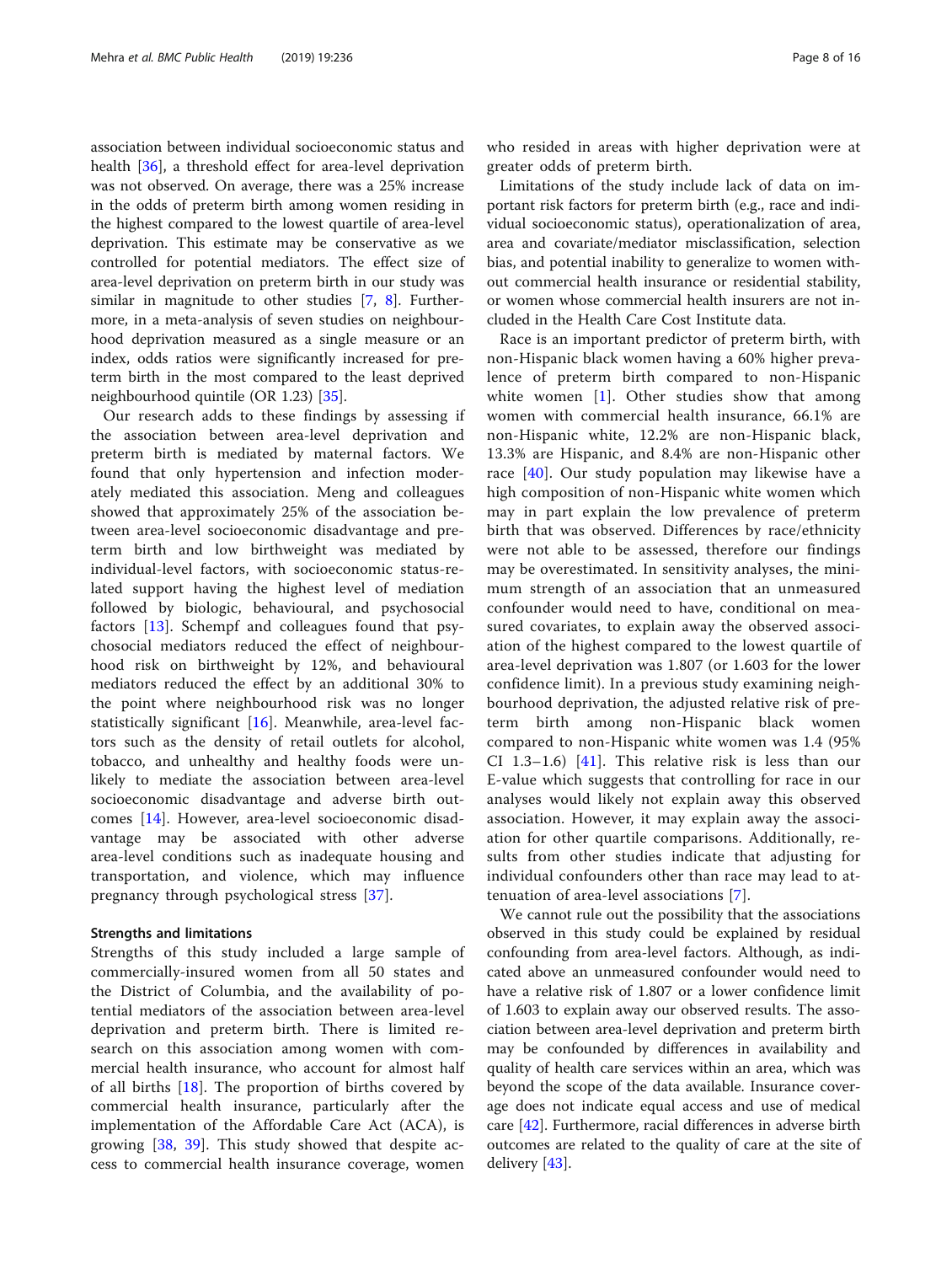association between individual socioeconomic status and health [36], a threshold effect for area-level deprivation was not observed. On average, there was a 25% increase in the odds of preterm birth among women residing in the highest compared to the lowest quartile of area-level deprivation. This estimate may be conservative as we controlled for potential mediators. The effect size of area-level deprivation on preterm birth in our study was similar in magnitude to other studies [7, 8]. Furthermore, in a meta-analysis of seven studies on neighbourhood deprivation measured as a single measure or an index, odds ratios were significantly increased for preterm birth in the most compared to the least deprived neighbourhood quintile (OR 1.23) [35].

Our research adds to these findings by assessing if the association between area-level deprivation and preterm birth is mediated by maternal factors. We found that only hypertension and infection moderately mediated this association. Meng and colleagues showed that approximately 25% of the association between area-level socioeconomic disadvantage and preterm birth and low birthweight was mediated by individual-level factors, with socioeconomic status-related support having the highest level of mediation followed by biologic, behavioural, and psychosocial factors [13]. Schempf and colleagues found that psychosocial mediators reduced the effect of neighbourhood risk on birthweight by 12%, and behavioural mediators reduced the effect by an additional 30% to the point where neighbourhood risk was no longer statistically significant [16]. Meanwhile, area-level factors such as the density of retail outlets for alcohol, tobacco, and unhealthy and healthy foods were unlikely to mediate the association between area-level socioeconomic disadvantage and adverse birth outcomes [14]. However, area-level socioeconomic disadvantage may be associated with other adverse area-level conditions such as inadequate housing and transportation, and violence, which may influence pregnancy through psychological stress [37].

### Strengths and limitations

Strengths of this study included a large sample of commercially-insured women from all 50 states and the District of Columbia, and the availability of potential mediators of the association between area-level deprivation and preterm birth. There is limited research on this association among women with commercial health insurance, who account for almost half of all births [18]. The proportion of births covered by commercial health insurance, particularly after the implementation of the Affordable Care Act (ACA), is growing [38, 39]. This study showed that despite access to commercial health insurance coverage, women who resided in areas with higher deprivation were at greater odds of preterm birth.

Limitations of the study include lack of data on important risk factors for preterm birth (e.g., race and individual socioeconomic status), operationalization of area, area and covariate/mediator misclassification, selection bias, and potential inability to generalize to women without commercial health insurance or residential stability, or women whose commercial health insurers are not included in the Health Care Cost Institute data.

Race is an important predictor of preterm birth, with non-Hispanic black women having a 60% higher prevalence of preterm birth compared to non-Hispanic white women [1]. Other studies show that among women with commercial health insurance, 66.1% are non-Hispanic white, 12.2% are non-Hispanic black, 13.3% are Hispanic, and 8.4% are non-Hispanic other race [40]. Our study population may likewise have a high composition of non-Hispanic white women which may in part explain the low prevalence of preterm birth that was observed. Differences by race/ethnicity were not able to be assessed, therefore our findings may be overestimated. In sensitivity analyses, the minimum strength of an association that an unmeasured confounder would need to have, conditional on measured covariates, to explain away the observed association of the highest compared to the lowest quartile of area-level deprivation was 1.807 (or 1.603 for the lower confidence limit). In a previous study examining neighbourhood deprivation, the adjusted relative risk of preterm birth among non-Hispanic black women compared to non-Hispanic white women was 1.4 (95% CI 1.3–1.6) [41]. This relative risk is less than our E-value which suggests that controlling for race in our analyses would likely not explain away this observed association. However, it may explain away the association for other quartile comparisons. Additionally, results from other studies indicate that adjusting for individual confounders other than race may lead to attenuation of area-level associations [7].

We cannot rule out the possibility that the associations observed in this study could be explained by residual confounding from area-level factors. Although, as indicated above an unmeasured confounder would need to have a relative risk of 1.807 or a lower confidence limit of 1.603 to explain away our observed results. The association between area-level deprivation and preterm birth may be confounded by differences in availability and quality of health care services within an area, which was beyond the scope of the data available. Insurance coverage does not indicate equal access and use of medical care [42]. Furthermore, racial differences in adverse birth outcomes are related to the quality of care at the site of delivery [43].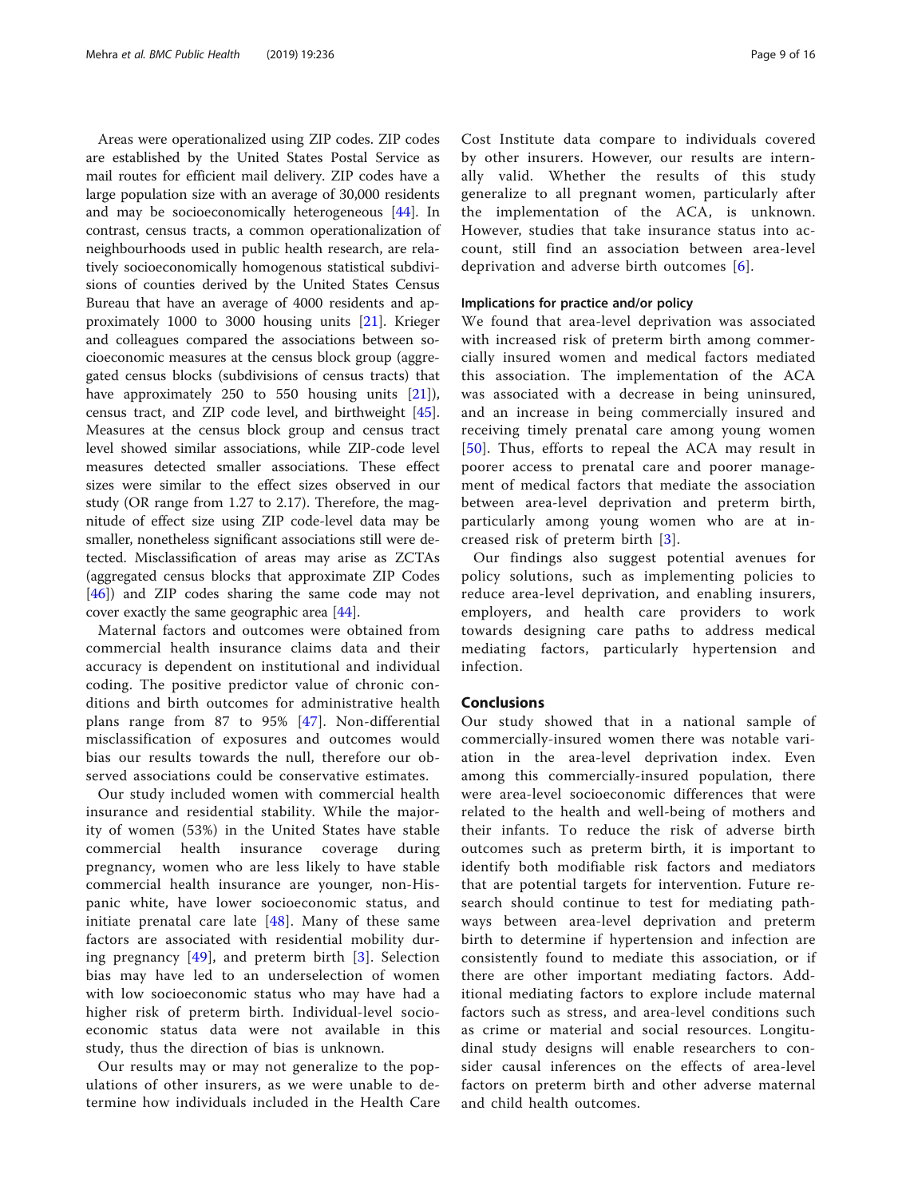Areas were operationalized using ZIP codes. ZIP codes are established by the United States Postal Service as mail routes for efficient mail delivery. ZIP codes have a large population size with an average of 30,000 residents and may be socioeconomically heterogeneous [44]. In contrast, census tracts, a common operationalization of neighbourhoods used in public health research, are relatively socioeconomically homogenous statistical subdivisions of counties derived by the United States Census Bureau that have an average of 4000 residents and approximately 1000 to 3000 housing units [21]. Krieger and colleagues compared the associations between socioeconomic measures at the census block group (aggregated census blocks (subdivisions of census tracts) that have approximately 250 to 550 housing units [21]), census tract, and ZIP code level, and birthweight [45]. Measures at the census block group and census tract level showed similar associations, while ZIP-code level measures detected smaller associations. These effect sizes were similar to the effect sizes observed in our study (OR range from 1.27 to 2.17). Therefore, the magnitude of effect size using ZIP code-level data may be smaller, nonetheless significant associations still were detected. Misclassification of areas may arise as ZCTAs (aggregated census blocks that approximate ZIP Codes [46]) and ZIP codes sharing the same code may not cover exactly the same geographic area [44].

Maternal factors and outcomes were obtained from commercial health insurance claims data and their accuracy is dependent on institutional and individual coding. The positive predictor value of chronic conditions and birth outcomes for administrative health plans range from 87 to 95% [47]. Non-differential misclassification of exposures and outcomes would bias our results towards the null, therefore our observed associations could be conservative estimates.

Our study included women with commercial health insurance and residential stability. While the majority of women (53%) in the United States have stable commercial health insurance coverage during pregnancy, women who are less likely to have stable commercial health insurance are younger, non-Hispanic white, have lower socioeconomic status, and initiate prenatal care late [48]. Many of these same factors are associated with residential mobility during pregnancy [49], and preterm birth [3]. Selection bias may have led to an underselection of women with low socioeconomic status who may have had a higher risk of preterm birth. Individual-level socioeconomic status data were not available in this study, thus the direction of bias is unknown.

Our results may or may not generalize to the populations of other insurers, as we were unable to determine how individuals included in the Health Care Cost Institute data compare to individuals covered by other insurers. However, our results are internally valid. Whether the results of this study generalize to all pregnant women, particularly after the implementation of the ACA, is unknown. However, studies that take insurance status into account, still find an association between area-level deprivation and adverse birth outcomes [6].

### Implications for practice and/or policy

We found that area-level deprivation was associated with increased risk of preterm birth among commercially insured women and medical factors mediated this association. The implementation of the ACA was associated with a decrease in being uninsured, and an increase in being commercially insured and receiving timely prenatal care among young women [50]. Thus, efforts to repeal the ACA may result in poorer access to prenatal care and poorer management of medical factors that mediate the association between area-level deprivation and preterm birth, particularly among young women who are at increased risk of preterm birth [3].

Our findings also suggest potential avenues for policy solutions, such as implementing policies to reduce area-level deprivation, and enabling insurers, employers, and health care providers to work towards designing care paths to address medical mediating factors, particularly hypertension and infection.

## Conclusions

Our study showed that in a national sample of commercially-insured women there was notable variation in the area-level deprivation index. Even among this commercially-insured population, there were area-level socioeconomic differences that were related to the health and well-being of mothers and their infants. To reduce the risk of adverse birth outcomes such as preterm birth, it is important to identify both modifiable risk factors and mediators that are potential targets for intervention. Future research should continue to test for mediating pathways between area-level deprivation and preterm birth to determine if hypertension and infection are consistently found to mediate this association, or if there are other important mediating factors. Additional mediating factors to explore include maternal factors such as stress, and area-level conditions such as crime or material and social resources. Longitudinal study designs will enable researchers to consider causal inferences on the effects of area-level factors on preterm birth and other adverse maternal and child health outcomes.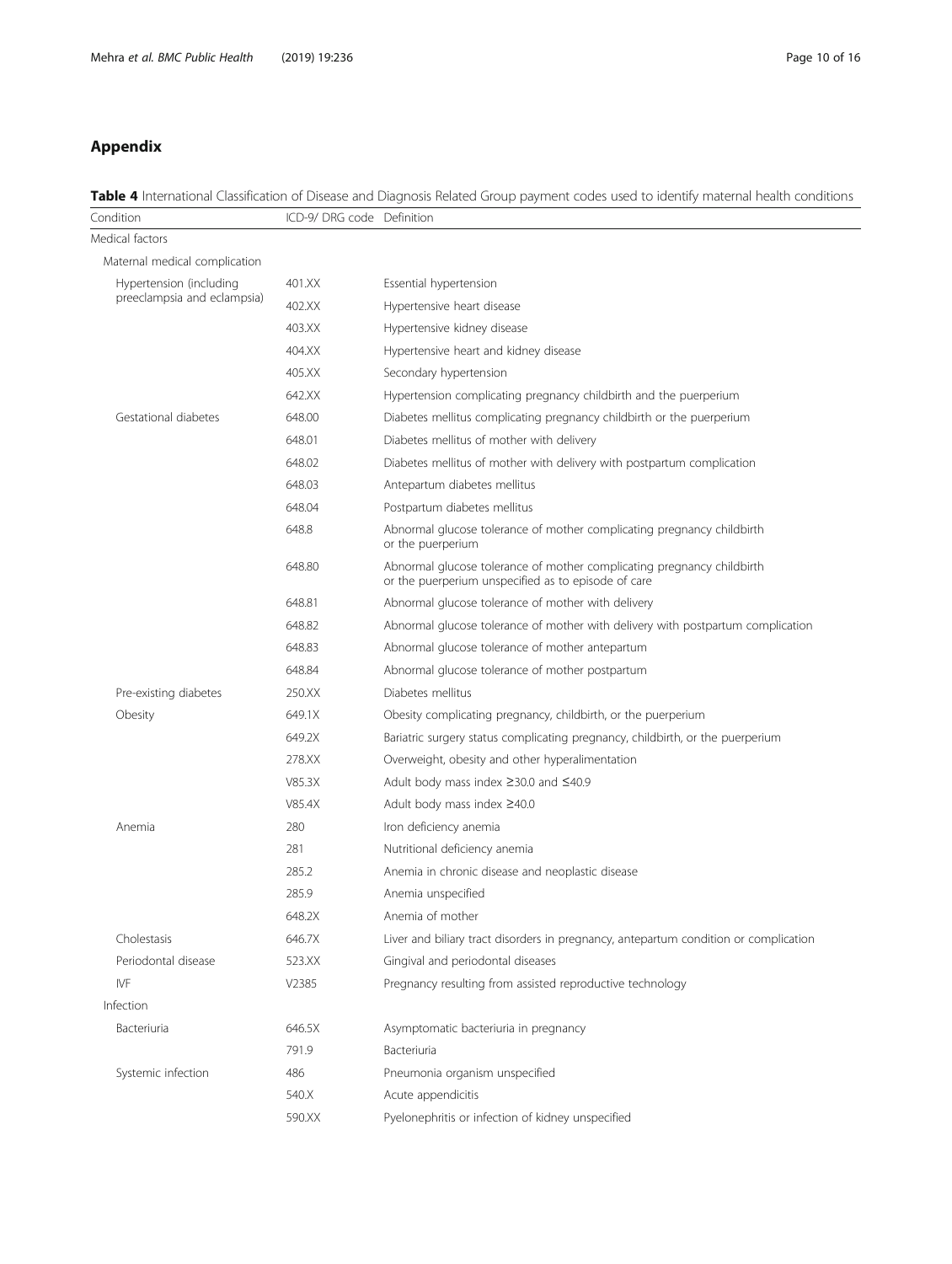## Appendix

**Table 4** International Classification of Disease and Diagnosis Related Group payment codes used to identify maternal health conditions

| Condition | ICD-9/ DRG code | Definition |
|---|---|---|
| Medical factors | | |
| Maternal medical complication | | |
| Hypertension (including preeclampsia and eclampsia) | 401.XX | Essential hypertension |
| | 402.XX | Hypertensive heart disease |
| | 403.XX | Hypertensive kidney disease |
| | 404.XX | Hypertensive heart and kidney disease |
| | 405.XX | Secondary hypertension |
| | 642.XX | Hypertension complicating pregnancy childbirth and the puerperium |
| Gestational diabetes | 648.00 | Diabetes mellitus complicating pregnancy childbirth or the puerperium |
| | 648.01 | Diabetes mellitus of mother with delivery |
| | 648.02 | Diabetes mellitus of mother with delivery with postpartum complication |
| | 648.03 | Antepartum diabetes mellitus |
| | 648.04 | Postpartum diabetes mellitus |
| | 648.8 | Abnormal glucose tolerance of mother complicating pregnancy childbirth or the puerperium |
| | 648.80 | Abnormal glucose tolerance of mother complicating pregnancy childbirth or the puerperium unspecified as to episode of care |
| | 648.81 | Abnormal glucose tolerance of mother with delivery |
| | 648.82 | Abnormal glucose tolerance of mother with delivery with postpartum complication |
| | 648.83 | Abnormal glucose tolerance of mother antepartum |
| | 648.84 | Abnormal glucose tolerance of mother postpartum |
| Pre-existing diabetes | 250.XX | Diabetes mellitus |
| Obesity | 649.1X | Obesity complicating pregnancy, childbirth, or the puerperium |
| | 649.2X | Bariatric surgery status complicating pregnancy, childbirth, or the puerperium |
| | 278.XX | Overweight, obesity and other hyperalimentation |
| | V85.3X | Adult body mass index ≥30.0 and ≤40.9 |
| | V85.4X | Adult body mass index ≥40.0 |
| Anemia | 280 | Iron deficiency anemia |
| | 281 | Nutritional deficiency anemia |
| | 285.2 | Anemia in chronic disease and neoplastic disease |
| | 285.9 | Anemia unspecified |
| | 648.2X | Anemia of mother |
| Cholestasis | 646.7X | Liver and biliary tract disorders in pregnancy, antepartum condition or complication |
| Periodontal disease | 523.XX | Gingival and periodontal diseases |
| IVF | V2385 | Pregnancy resulting from assisted reproductive technology |
| Infection | | |
| Bacteriuria | 646.5X | Asymptomatic bacteriuria in pregnancy |
| | 791.9 | Bacteriuria |
| Systemic infection | 486 | Pneumonia organism unspecified |
| | 540.X | Acute appendicitis |
| | 590.XX | Pyelonephritis or infection of kidney unspecified |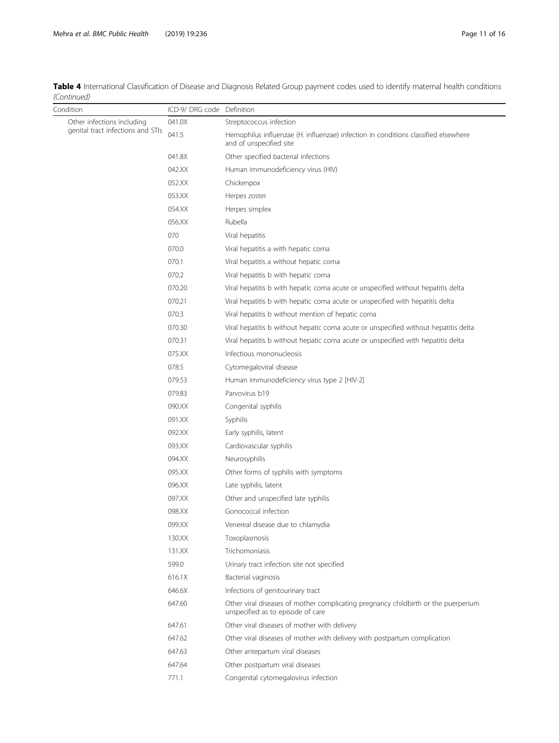**Table 4** International Classification of Disease and Diagnosis Related Group payment codes used to identify maternal health conditions *(Continued)*

| Condition | ICD-9/ DRG code | Definition |
|---|---|---|
| Other infections including genital tract infections and STIs | 041.0X | Streptococcus infection |
| | 041.5 | Hemophilus influenzae (H. influenzae) infection in conditions classified elsewhere and of unspecified site |
| | 041.8X | Other specified bacterial infections |
| | 042.XX | Human immunodeficiency virus (HIV) |
| | 052.XX | Chickenpox |
| | 053.XX | Herpes zoster |
| | 054.XX | Herpes simplex |
| | 056.XX | Rubella |
| | 070 | Viral hepatitis |
| | 070.0 | Viral hepatitis a with hepatic coma |
| | 070.1 | Viral hepatitis a without hepatic coma |
| | 070.2 | Viral hepatitis b with hepatic coma |
| | 070.20 | Viral hepatitis b with hepatic coma acute or unspecified without hepatitis delta |
| | 070.21 | Viral hepatitis b with hepatic coma acute or unspecified with hepatitis delta |
| | 070.3 | Viral hepatitis b without mention of hepatic coma |
| | 070.30 | Viral hepatitis b without hepatic coma acute or unspecified without hepatitis delta |
| | 070.31 | Viral hepatitis b without hepatic coma acute or unspecified with hepatitis delta |
| | 075.XX | Infectious mononucleosis |
| | 078.5 | Cytomegaloviral disease |
| | 079.53 | Human immunodeficiency virus type 2 [HIV-2] |
| | 079.83 | Parvovirus b19 |
| | 090.XX | Congenital syphilis |
| | 091.XX | Syphilis |
| | 092.XX | Early syphilis, latent |
| | 093.XX | Cardiovascular syphilis |
| | 094.XX | Neurosyphilis |
| | 095.XX | Other forms of syphilis with symptoms |
| | 096.XX | Late syphilis, latent |
| | 097.XX | Other and unspecified late syphilis |
| | 098.XX | Gonococcal infection |
| | 099.XX | Venereal disease due to chlamydia |
| | 130.XX | Toxoplasmosis |
| | 131.XX | Trichomoniasis |
| | 599.0 | Urinary tract infection site not specified |
| | 616.1X | Bacterial vaginosis |
| | 646.6X | Infections of genitourinary tract |
| | 647.60 | Other viral diseases of mother complicating pregnancy childbirth or the puerperium unspecified as to episode of care |
| | 647.61 | Other viral diseases of mother with delivery |
| | 647.62 | Other viral diseases of mother with delivery with postpartum complication |
| | 647.63 | Other antepartum viral diseases |
| | 647.64 | Other postpartum viral diseases |
| | 771.1 | Congenital cytomegalovirus infection |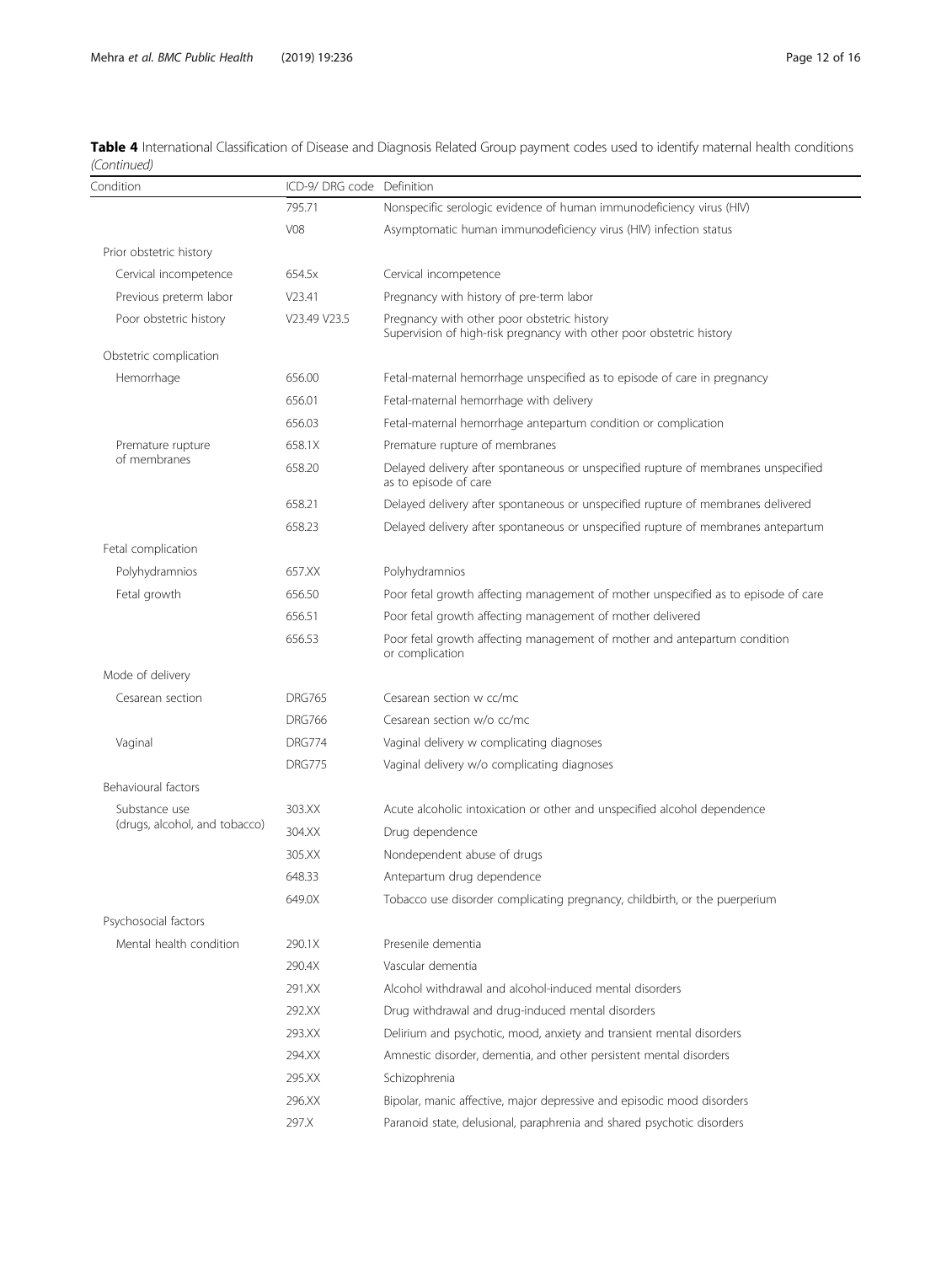**Table 4** International Classification of Disease and Diagnosis Related Group payment codes used to identify maternal health conditions *(Continued)*

| Condition | ICD-9/ DRG code | Definition |
|---|---|---|
| | 795.71 | Nonspecific serologic evidence of human immunodeficiency virus (HIV) |
| | V08 | Asymptomatic human immunodeficiency virus (HIV) infection status |
| Prior obstetric history | | |
| Cervical incompetence | 654.5x | Cervical incompetence |
| Previous preterm labor | V23.41 | Pregnancy with history of pre-term labor |
| Poor obstetric history | V23.49 V23.5 | Pregnancy with other poor obstetric history<br>Supervision of high-risk pregnancy with other poor obstetric history |
| Obstetric complication | | |
| Hemorrhage | 656.00 | Fetal-maternal hemorrhage unspecified as to episode of care in pregnancy |
| | 656.01 | Fetal-maternal hemorrhage with delivery |
| | 656.03 | Fetal-maternal hemorrhage antepartum condition or complication |
| Premature rupture of membranes | 658.1X | Premature rupture of membranes |
| | 658.20 | Delayed delivery after spontaneous or unspecified rupture of membranes unspecified as to episode of care |
| | 658.21 | Delayed delivery after spontaneous or unspecified rupture of membranes delivered |
| | 658.23 | Delayed delivery after spontaneous or unspecified rupture of membranes antepartum |
| Fetal complication | | |
| Polyhydramnios | 657.XX | Polyhydramnios |
| Fetal growth | 656.50 | Poor fetal growth affecting management of mother unspecified as to episode of care |
| | 656.51 | Poor fetal growth affecting management of mother delivered |
| | 656.53 | Poor fetal growth affecting management of mother and antepartum condition or complication |
| Mode of delivery | | |
| Cesarean section | DRG765 | Cesarean section w cc/mc |
| | DRG766 | Cesarean section w/o cc/mc |
| Vaginal | DRG774 | Vaginal delivery w complicating diagnoses |
| | DRG775 | Vaginal delivery w/o complicating diagnoses |
| Behavioural factors | | |
| Substance use (drugs, alcohol, and tobacco) | 303.XX | Acute alcoholic intoxication or other and unspecified alcohol dependence |
| | 304.XX | Drug dependence |
| | 305.XX | Nondependent abuse of drugs |
| | 648.33 | Antepartum drug dependence |
| | 649.0X | Tobacco use disorder complicating pregnancy, childbirth, or the puerperium |
| Psychosocial factors | | |
| Mental health condition | 290.1X | Presenile dementia |
| | 290.4X | Vascular dementia |
| | 291.XX | Alcohol withdrawal and alcohol-induced mental disorders |
| | 292.XX | Drug withdrawal and drug-induced mental disorders |
| | 293.XX | Delirium and psychotic, mood, anxiety and transient mental disorders |
| | 294.XX | Amnestic disorder, dementia, and other persistent mental disorders |
| | 295.XX | Schizophrenia |
| | 296.XX | Bipolar, manic affective, major depressive and episodic mood disorders |
| | 297.X | Paranoid state, delusional, paraphrenia and shared psychotic disorders |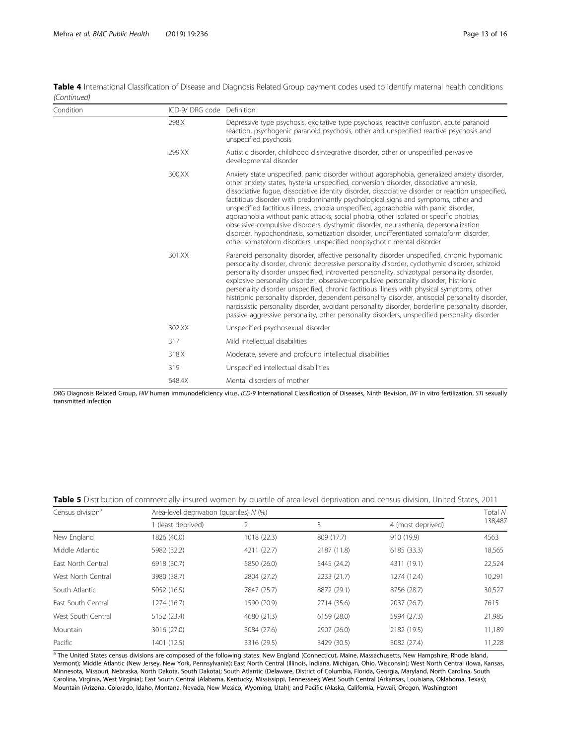**Table 4** International Classification of Disease and Diagnosis Related Group payment codes used to identify maternal health conditions *(Continued)*

| Condition | ICD-9/ DRG code | Definition |
|---|---|---|
| | 298.X | Depressive type psychosis, excitative type psychosis, reactive confusion, acute paranoid reaction, psychogenic paranoid psychosis, other and unspecified reactive psychosis and unspecified psychosis |
| | 299.XX | Autistic disorder, childhood disintegrative disorder, other or unspecified pervasive developmental disorder |
| | 300.XX | Anxiety state unspecified, panic disorder without agoraphobia, generalized anxiety disorder, other anxiety states, hysteria unspecified, conversion disorder, dissociative amnesia, dissociative fugue, dissociative identity disorder, dissociative disorder or reaction unspecified, factitious disorder with predominantly psychological signs and symptoms, other and unspecified factitious illness, phobia unspecified, agoraphobia with panic disorder, agoraphobia without panic attacks, social phobia, other isolated or specific phobias, obsessive-compulsive disorders, dysthymic disorder, neurasthenia, depersonalization disorder, hypochondriasis, somatization disorder, undifferentiated somatoform disorder, other somatoform disorders, unspecified nonpsychotic mental disorder |
| | 301.XX | Paranoid personality disorder, affective personality disorder unspecified, chronic hypomanic personality disorder, chronic depressive personality disorder, cyclothymic disorder, schizoid personality disorder unspecified, introverted personality, schizotypal personality disorder, explosive personality disorder, obsessive-compulsive personality disorder, histrionic personality disorder unspecified, chronic factitious illness with physical symptoms, other histrionic personality disorder, dependent personality disorder, antisocial personality disorder, narcissistic personality disorder, avoidant personality disorder, borderline personality disorder, passive-aggressive personality, other personality disorders, unspecified personality disorder |
| | 302.XX | Unspecified psychosexual disorder |
| | 317 | Mild intellectual disabilities |
| | 318.X | Moderate, severe and profound intellectual disabilities |
| | 319 | Unspecified intellectual disabilities |
| | 648.4X | Mental disorders of mother |

*DRG* Diagnosis Related Group, *HIV* human immunodeficiency virus, *ICD-9* International Classification of Diseases, Ninth Revision, *IVF* in vitro fertilization, *STI* sexually transmitted infection

**Table 5** Distribution of commercially-insured women by quartile of area-level deprivation and census division, United States, 2011

| Census division[a] | Area-level deprivation (quartiles) *N* (%) | | | | Total *N* 138,487 |
|---|---|---|---|---|---|
| | 1 (least deprived) | 2 | 3 | 4 (most deprived) | |
| New England | 1826 (40.0) | 1018 (22.3) | 809 (17.7) | 910 (19.9) | 4563 |
| Middle Atlantic | 5982 (32.2) | 4211 (22.7) | 2187 (11.8) | 6185 (33.3) | 18,565 |
| East North Central | 6918 (30.7) | 5850 (26.0) | 5445 (24.2) | 4311 (19.1) | 22,524 |
| West North Central | 3980 (38.7) | 2804 (27.2) | 2233 (21.7) | 1274 (12.4) | 10,291 |
| South Atlantic | 5052 (16.5) | 7847 (25.7) | 8872 (29.1) | 8756 (28.7) | 30,527 |
| East South Central | 1274 (16.7) | 1590 (20.9) | 2714 (35.6) | 2037 (26.7) | 7615 |
| West South Central | 5152 (23.4) | 4680 (21.3) | 6159 (28.0) | 5994 (27.3) | 21,985 |
| Mountain | 3016 (27.0) | 3084 (27.6) | 2907 (26.0) | 2182 (19.5) | 11,189 |
| Pacific | 1401 (12.5) | 3316 (29.5) | 3429 (30.5) | 3082 (27.4) | 11,228 |

[a] The United States census divisions are composed of the following states: New England (Connecticut, Maine, Massachusetts, New Hampshire, Rhode Island, Vermont); Middle Atlantic (New Jersey, New York, Pennsylvania); East North Central (Illinois, Indiana, Michigan, Ohio, Wisconsin); West North Central (Iowa, Kansas, Minnesota, Missouri, Nebraska, North Dakota, South Dakota); South Atlantic (Delaware, District of Columbia, Florida, Georgia, Maryland, North Carolina, South Carolina, Virginia, West Virginia); East South Central (Alabama, Kentucky, Mississippi, Tennessee); West South Central (Arkansas, Louisiana, Oklahoma, Texas); Mountain (Arizona, Colorado, Idaho, Montana, Nevada, New Mexico, Wyoming, Utah); and Pacific (Alaska, California, Hawaii, Oregon, Washington)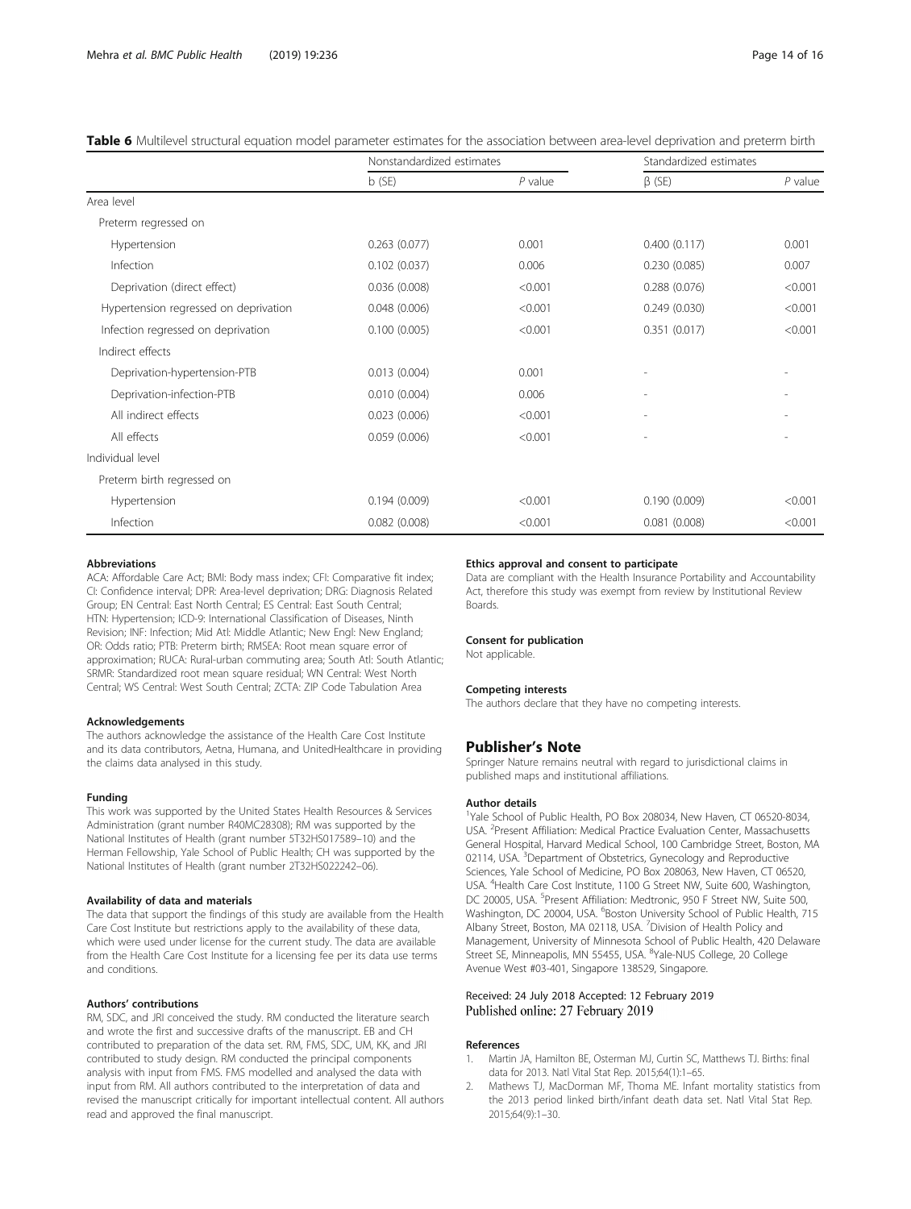**Table 6** Multilevel structural equation model parameter estimates for the association between area-level deprivation and preterm birth

| | Nonstandardized estimates | | Standardized estimates | |
|---|---|---|---|---|
| | b (SE) | *P* value | β (SE) | *P* value |
| Area level | | | | |
| Preterm regressed on | | | | |
| Hypertension | 0.263 (0.077) | 0.001 | 0.400 (0.117) | 0.001 |
| Infection | 0.102 (0.037) | 0.006 | 0.230 (0.085) | 0.007 |
| Deprivation (direct effect) | 0.036 (0.008) | <0.001 | 0.288 (0.076) | <0.001 |
| Hypertension regressed on deprivation | 0.048 (0.006) | <0.001 | 0.249 (0.030) | <0.001 |
| Infection regressed on deprivation | 0.100 (0.005) | <0.001 | 0.351 (0.017) | <0.001 |
| Indirect effects | | | | |
| Deprivation-hypertension-PTB | 0.013 (0.004) | 0.001 | - | - |
| Deprivation-infection-PTB | 0.010 (0.004) | 0.006 | - | - |
| All indirect effects | 0.023 (0.006) | <0.001 | - | - |
| All effects | 0.059 (0.006) | <0.001 | - | - |
| Individual level | | | | |
| Preterm birth regressed on | | | | |
| Hypertension | 0.194 (0.009) | <0.001 | 0.190 (0.009) | <0.001 |
| Infection | 0.082 (0.008) | <0.001 | 0.081 (0.008) | <0.001 |

#### Abbreviations

ACA: Affordable Care Act; BMI: Body mass index; CFI: Comparative fit index; CI: Confidence interval; DPR: Area-level deprivation; DRG: Diagnosis Related Group; EN Central: East North Central; ES Central: East South Central; HTN: Hypertension; ICD-9: International Classification of Diseases, Ninth Revision; INF: Infection; Mid Atl: Middle Atlantic; New Engl: New England; OR: Odds ratio; PTB: Preterm birth; RMSEA: Root mean square error of approximation; RUCA: Rural-urban commuting area; South Atl: South Atlantic; SRMR: Standardized root mean square residual; WN Central: West North Central; WS Central: West South Central; ZCTA: ZIP Code Tabulation Area

#### Acknowledgements

The authors acknowledge the assistance of the Health Care Cost Institute and its data contributors, Aetna, Humana, and UnitedHealthcare in providing the claims data analysed in this study.

#### Funding

This work was supported by the United States Health Resources & Services Administration (grant number R40MC28308); RM was supported by the National Institutes of Health (grant number 5T32HS017589–10) and the Herman Fellowship, Yale School of Public Health; CH was supported by the National Institutes of Health (grant number 2T32HS022242–06).

#### Availability of data and materials

The data that support the findings of this study are available from the Health Care Cost Institute but restrictions apply to the availability of these data, which were used under license for the current study. The data are available from the Health Care Cost Institute for a licensing fee per its data use terms and conditions.

#### Authors' contributions

RM, SDC, and JRI conceived the study. RM conducted the literature search and wrote the first and successive drafts of the manuscript. EB and CH contributed to preparation of the data set. RM, FMS, SDC, UM, KK, and JRI contributed to study design. RM conducted the principal components analysis with input from FMS. FMS modelled and analysed the data with input from RM. All authors contributed to the interpretation of data and revised the manuscript critically for important intellectual content. All authors read and approved the final manuscript.

#### Ethics approval and consent to participate

Data are compliant with the Health Insurance Portability and Accountability Act, therefore this study was exempt from review by Institutional Review Boards.

#### Consent for publication

Not applicable.

#### Competing interests

The authors declare that they have no competing interests.

## Publisher's Note

Springer Nature remains neutral with regard to jurisdictional claims in published maps and institutional affiliations.

#### Author details

[1]Yale School of Public Health, PO Box 208034, New Haven, CT 06520-8034, USA. [2]Present Affiliation: Medical Practice Evaluation Center, Massachusetts General Hospital, Harvard Medical School, 100 Cambridge Street, Boston, MA 02114, USA. [3]Department of Obstetrics, Gynecology and Reproductive Sciences, Yale School of Medicine, PO Box 208063, New Haven, CT 06520, USA. [4]Health Care Cost Institute, 1100 G Street NW, Suite 600, Washington, DC 20005, USA. [5]Present Affiliation: Medtronic, 950 F Street NW, Suite 500, Washington, DC 20004, USA. [6]Boston University School of Public Health, 715 Albany Street, Boston, MA 02118, USA. [7]Division of Health Policy and Management, University of Minnesota School of Public Health, 420 Delaware Street SE, Minneapolis, MN 55455, USA. [8]Yale-NUS College, 20 College Avenue West #03-401, Singapore 138529, Singapore.

Received: 24 July 2018 Accepted: 12 February 2019
Published online: 27 February 2019

#### References

1. Martin JA, Hamilton BE, Osterman MJ, Curtin SC, Matthews TJ. Births: final data for 2013. Natl Vital Stat Rep. 2015;64(1):1–65.
2. Mathews TJ, MacDorman MF, Thoma ME. Infant mortality statistics from the 2013 period linked birth/infant death data set. Natl Vital Stat Rep. 2015;64(9):1–30.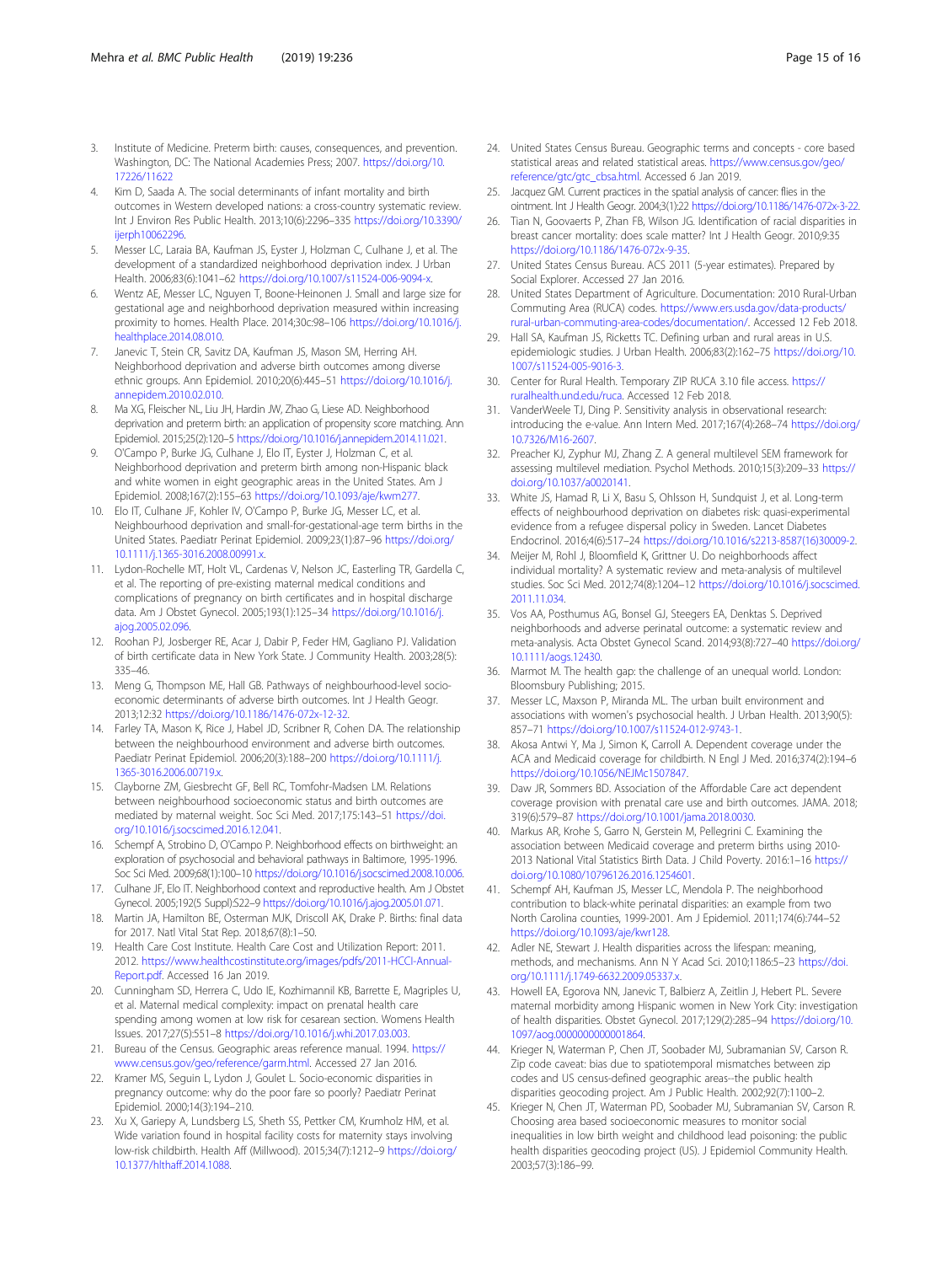3. Institute of Medicine. Preterm birth: causes, consequences, and prevention. Washington, DC: The National Academies Press; 2007. https://doi.org/10.17226/11622
4. Kim D, Saada A. The social determinants of infant mortality and birth outcomes in Western developed nations: a cross-country systematic review. Int J Environ Res Public Health. 2013;10(6):2296–335 https://doi.org/10.3390/ijerph10062296.
5. Messer LC, Laraia BA, Kaufman JS, Eyster J, Holzman C, Culhane J, et al. The development of a standardized neighborhood deprivation index. J Urban Health. 2006;83(6):1041–62 https://doi.org/10.1007/s11524-006-9094-x.
6. Wentz AE, Messer LC, Nguyen T, Boone-Heinonen J. Small and large size for gestational age and neighborhood deprivation measured within increasing proximity to homes. Health Place. 2014;30c:98–106 https://doi.org/10.1016/j.healthplace.2014.08.010.
7. Janevic T, Stein CR, Savitz DA, Kaufman JS, Mason SM, Herring AH. Neighborhood deprivation and adverse birth outcomes among diverse ethnic groups. Ann Epidemiol. 2010;20(6):445–51 https://doi.org/10.1016/j.annepidem.2010.02.010.
8. Ma XG, Fleischer NL, Liu JH, Hardin JW, Zhao G, Liese AD. Neighborhood deprivation and preterm birth: an application of propensity score matching. Ann Epidemiol. 2015;25(2):120–5 https://doi.org/10.1016/j.annepidem.2014.11.021.
9. O'Campo P, Burke JG, Culhane J, Elo IT, Eyster J, Holzman C, et al. Neighborhood deprivation and preterm birth among non-Hispanic black and white women in eight geographic areas in the United States. Am J Epidemiol. 2008;167(2):155–63 https://doi.org/10.1093/aje/kwm277.
10. Elo IT, Culhane JF, Kohler IV, O'Campo P, Burke JG, Messer LC, et al. Neighbourhood deprivation and small-for-gestational-age term births in the United States. Paediatr Perinat Epidemiol. 2009;23(1):87–96 https://doi.org/10.1111/j.1365-3016.2008.00991.x.
11. Lydon-Rochelle MT, Holt VL, Cardenas V, Nelson JC, Easterling TR, Gardella C, et al. The reporting of pre-existing maternal medical conditions and complications of pregnancy on birth certificates and in hospital discharge data. Am J Obstet Gynecol. 2005;193(1):125–34 https://doi.org/10.1016/j.ajog.2005.02.096.
12. Roohan PJ, Josberger RE, Acar J, Dabir P, Feder HM, Gagliano PJ. Validation of birth certificate data in New York State. J Community Health. 2003;28(5):335–46.
13. Meng G, Thompson ME, Hall GB. Pathways of neighbourhood-level socio-economic determinants of adverse birth outcomes. Int J Health Geogr. 2013;12:32 https://doi.org/10.1186/1476-072x-12-32.
14. Farley TA, Mason K, Rice J, Habel JD, Scribner R, Cohen DA. The relationship between the neighbourhood environment and adverse birth outcomes. Paediatr Perinat Epidemiol. 2006;20(3):188–200 https://doi.org/10.1111/j.1365-3016.2006.00719.x.
15. Clayborne ZM, Giesbrecht GF, Bell RC, Tomfohr-Madsen LM. Relations between neighbourhood socioeconomic status and birth outcomes are mediated by maternal weight. Soc Sci Med. 2017;175:143–51 https://doi.org/10.1016/j.socscimed.2016.12.041.
16. Schempf A, Strobino D, O'Campo P. Neighborhood effects on birthweight: an exploration of psychosocial and behavioral pathways in Baltimore, 1995-1996. Soc Sci Med. 2009;68(1):100–10 https://doi.org/10.1016/j.socscimed.2008.10.006.
17. Culhane JF, Elo IT. Neighborhood context and reproductive health. Am J Obstet Gynecol. 2005;192(5 Suppl):S22–9 https://doi.org/10.1016/j.ajog.2005.01.071.
18. Martin JA, Hamilton BE, Osterman MJK, Driscoll AK, Drake P. Births: final data for 2017. Natl Vital Stat Rep. 2018;67(8):1–50.
19. Health Care Cost Institute. Health Care Cost and Utilization Report: 2011. 2012. https://www.healthcostinstitute.org/images/pdfs/2011-HCCI-Annual-Report.pdf. Accessed 16 Jan 2019.
20. Cunningham SD, Herrera C, Udo IE, Kozhimannil KB, Barrette E, Magriples U, et al. Maternal medical complexity: impact on prenatal health care spending among women at low risk for cesarean section. Womens Health Issues. 2017;27(5):551–8 https://doi.org/10.1016/j.whi.2017.03.003.
21. Bureau of the Census. Geographic areas reference manual. 1994. https://www.census.gov/geo/reference/garm.html. Accessed 27 Jan 2016.
22. Kramer MS, Seguin L, Lydon J, Goulet L. Socio-economic disparities in pregnancy outcome: why do the poor fare so poorly? Paediatr Perinat Epidemiol. 2000;14(3):194–210.
23. Xu X, Gariepy A, Lundsberg LS, Sheth SS, Pettker CM, Krumholz HM, et al. Wide variation found in hospital facility costs for maternity stays involving low-risk childbirth. Health Aff (Millwood). 2015;34(7):1212–9 https://doi.org/10.1377/hlthaff.2014.1088.
24. United States Census Bureau. Geographic terms and concepts - core based statistical areas and related statistical areas. https://www.census.gov/geo/reference/gtc/gtc_cbsa.html. Accessed 6 Jan 2019.
25. Jacquez GM. Current practices in the spatial analysis of cancer: flies in the ointment. Int J Health Geogr. 2004;3(1):22 https://doi.org/10.1186/1476-072x-3-22.
26. Tian N, Goovaerts P, Zhan FB, Wilson JG. Identification of racial disparities in breast cancer mortality: does scale matter? Int J Health Geogr. 2010;9:35 https://doi.org/10.1186/1476-072x-9-35.
27. United States Census Bureau. ACS 2011 (5-year estimates). Prepared by Social Explorer. Accessed 27 Jan 2016.
28. United States Department of Agriculture. Documentation: 2010 Rural-Urban Commuting Area (RUCA) codes. https://www.ers.usda.gov/data-products/rural-urban-commuting-area-codes/documentation/. Accessed 12 Feb 2018.
29. Hall SA, Kaufman JS, Ricketts TC. Defining urban and rural areas in U.S. epidemiologic studies. J Urban Health. 2006;83(2):162–75 https://doi.org/10.1007/s11524-005-9016-3.
30. Center for Rural Health. Temporary ZIP RUCA 3.10 file access. https://ruralhealth.und.edu/ruca. Accessed 12 Feb 2018.
31. VanderWeele TJ, Ding P. Sensitivity analysis in observational research: introducing the e-value. Ann Intern Med. 2017;167(4):268–74 https://doi.org/10.7326/M16-2607.
32. Preacher KJ, Zyphur MJ, Zhang Z. A general multilevel SEM framework for assessing multilevel mediation. Psychol Methods. 2010;15(3):209–33 https://doi.org/10.1037/a0020141.
33. White JS, Hamad R, Li X, Basu S, Ohlsson H, Sundquist J, et al. Long-term effects of neighbourhood deprivation on diabetes risk: quasi-experimental evidence from a refugee dispersal policy in Sweden. Lancet Diabetes Endocrinol. 2016;4(6):517–24 https://doi.org/10.1016/s2213-8587(16)30009-2.
34. Meijer M, Rohl J, Bloomfield K, Grittner U. Do neighborhoods affect individual mortality? A systematic review and meta-analysis of multilevel studies. Soc Sci Med. 2012;74(8):1204–12 https://doi.org/10.1016/j.socscimed.2011.11.034.
35. Vos AA, Posthumus AG, Bonsel GJ, Steegers EA, Denktas S. Deprived neighborhoods and adverse perinatal outcome: a systematic review and meta-analysis. Acta Obstet Gynecol Scand. 2014;93(8):727–40 https://doi.org/10.1111/aogs.12430.
36. Marmot M. The health gap: the challenge of an unequal world. London: Bloomsbury Publishing; 2015.
37. Messer LC, Maxson P, Miranda ML. The urban built environment and associations with women's psychosocial health. J Urban Health. 2013;90(5):857–71 https://doi.org/10.1007/s11524-012-9743-1.
38. Akosa Antwi Y, Ma J, Simon K, Carroll A. Dependent coverage under the ACA and Medicaid coverage for childbirth. N Engl J Med. 2016;374(2):194–6 https://doi.org/10.1056/NEJMc1507847.
39. Daw JR, Sommers BD. Association of the Affordable Care act dependent coverage provision with prenatal care use and birth outcomes. JAMA. 2018;319(6):579–87 https://doi.org/10.1001/jama.2018.0030.
40. Markus AR, Krohe S, Garro N, Gerstein M, Pellegrini C. Examining the association between Medicaid coverage and preterm births using 2010-2013 National Vital Statistics Birth Data. J Child Poverty. 2016:1–16 https://doi.org/10.1080/10796126.2016.1254601.
41. Schempf AH, Kaufman JS, Messer LC, Mendola P. The neighborhood contribution to black-white perinatal disparities: an example from two North Carolina counties, 1999-2001. Am J Epidemiol. 2011;174(6):744–52 https://doi.org/10.1093/aje/kwr128.
42. Adler NE, Stewart J. Health disparities across the lifespan: meaning, methods, and mechanisms. Ann N Y Acad Sci. 2010;1186:5–23 https://doi.org/10.1111/j.1749-6632.2009.05337.x.
43. Howell EA, Egorova NN, Janevic T, Balbierz A, Zeitlin J, Hebert PL. Severe maternal morbidity among Hispanic women in New York City: investigation of health disparities. Obstet Gynecol. 2017;129(2):285–94 https://doi.org/10.1097/aog.0000000000001864.
44. Krieger N, Waterman P, Chen JT, Soobader MJ, Subramanian SV, Carson R. Zip code caveat: bias due to spatiotemporal mismatches between zip codes and US census-defined geographic areas--the public health disparities geocoding project. Am J Public Health. 2002;92(7):1100–2.
45. Krieger N, Chen JT, Waterman PD, Soobader MJ, Subramanian SV, Carson R. Choosing area based socioeconomic measures to monitor social inequalities in low birth weight and childhood lead poisoning: the public health disparities geocoding project (US). J Epidemiol Community Health. 2003;57(3):186–99.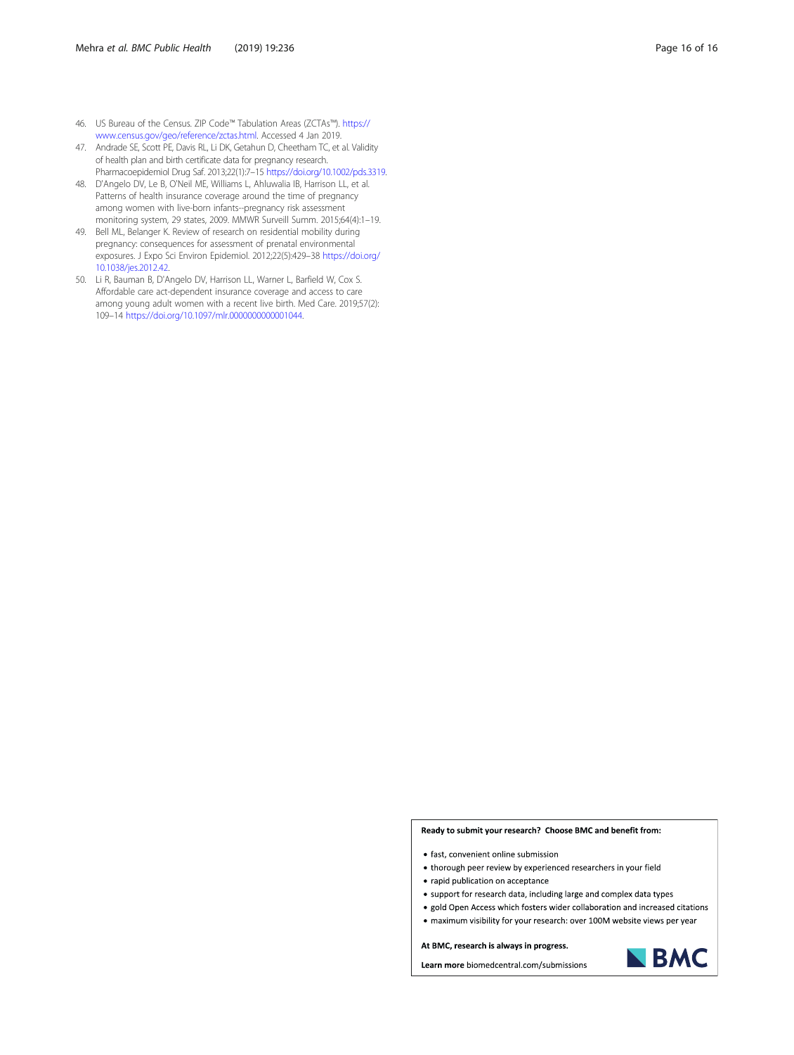46. US Bureau of the Census. ZIP Code™ Tabulation Areas (ZCTAs™). https://www.census.gov/geo/reference/zctas.html. Accessed 4 Jan 2019.
47. Andrade SE, Scott PE, Davis RL, Li DK, Getahun D, Cheetham TC, et al. Validity of health plan and birth certificate data for pregnancy research. Pharmacoepidemiol Drug Saf. 2013;22(1):7–15 https://doi.org/10.1002/pds.3319.
48. D'Angelo DV, Le B, O'Neil ME, Williams L, Ahluwalia IB, Harrison LL, et al. Patterns of health insurance coverage around the time of pregnancy among women with live-born infants--pregnancy risk assessment monitoring system, 29 states, 2009. MMWR Surveill Summ. 2015;64(4):1–19.
49. Bell ML, Belanger K. Review of research on residential mobility during pregnancy: consequences for assessment of prenatal environmental exposures. J Expo Sci Environ Epidemiol. 2012;22(5):429–38 https://doi.org/10.1038/jes.2012.42.
50. Li R, Bauman B, D'Angelo DV, Harrison LL, Warner L, Barfield W, Cox S. Affordable care act-dependent insurance coverage and access to care among young adult women with a recent live birth. Med Care. 2019;57(2):109–14 https://doi.org/10.1097/mlr.0000000000001044.

**Ready to submit your research? Choose BMC and benefit from:**

- fast, convenient online submission
- thorough peer review by experienced researchers in your field
- rapid publication on acceptance
- support for research data, including large and complex data types
- gold Open Access which fosters wider collaboration and increased citations
- maximum visibility for your research: over 100M website views per year

**At BMC, research is always in progress.**

**Learn more** biomedcentral.com/submissions

BMC